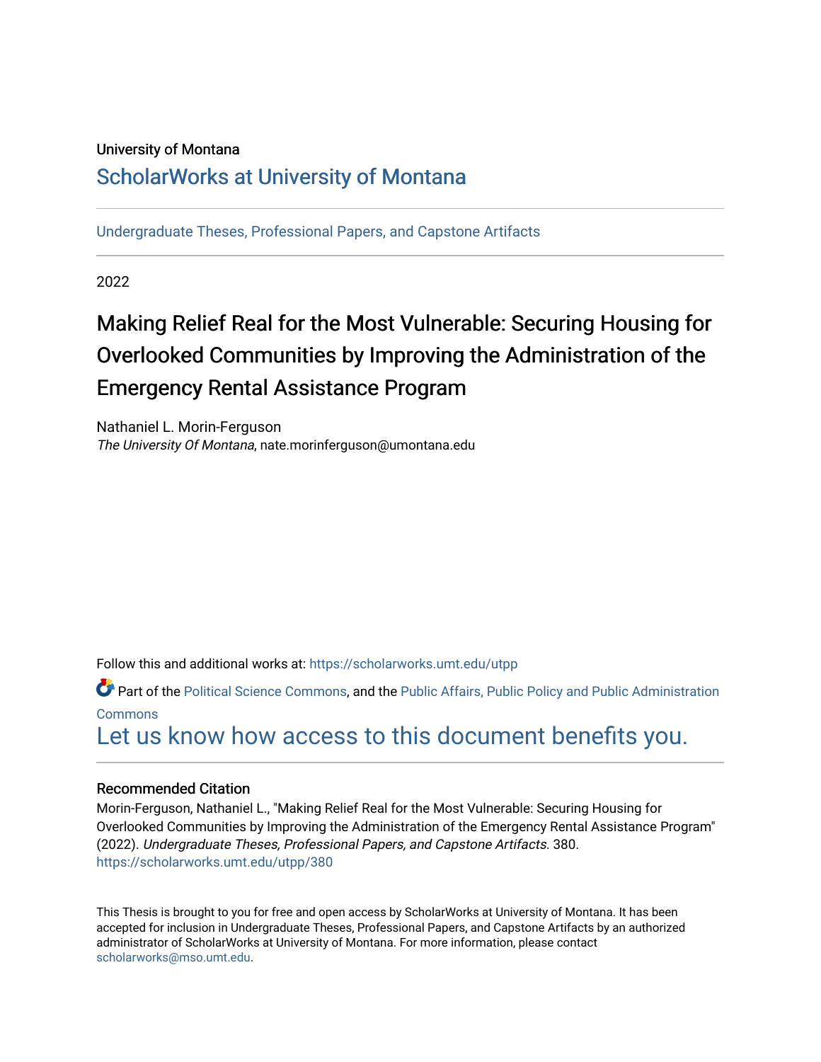University of Montana

# ScholarWorks at University of Montana

Undergraduate Theses, Professional Papers, and Capstone Artifacts

2022

## Making Relief Real for the Most Vulnerable: Securing Housing for Overlooked Communities by Improving the Administration of the Emergency Rental Assistance Program

Nathaniel L. Morin-Ferguson
*The University Of Montana*, nate.morinferguson@umontana.edu

Follow this and additional works at: https://scholarworks.umt.edu/utpp

Part of the Political Science Commons, and the Public Affairs, Public Policy and Public Administration Commons

Let us know how access to this document benefits you.

### Recommended Citation

Morin-Ferguson, Nathaniel L., "Making Relief Real for the Most Vulnerable: Securing Housing for Overlooked Communities by Improving the Administration of the Emergency Rental Assistance Program" (2022). *Undergraduate Theses, Professional Papers, and Capstone Artifacts*. 380.
https://scholarworks.umt.edu/utpp/380

This Thesis is brought to you for free and open access by ScholarWorks at University of Montana. It has been accepted for inclusion in Undergraduate Theses, Professional Papers, and Capstone Artifacts by an authorized administrator of ScholarWorks at University of Montana. For more information, please contact scholarworks@mso.umt.edu.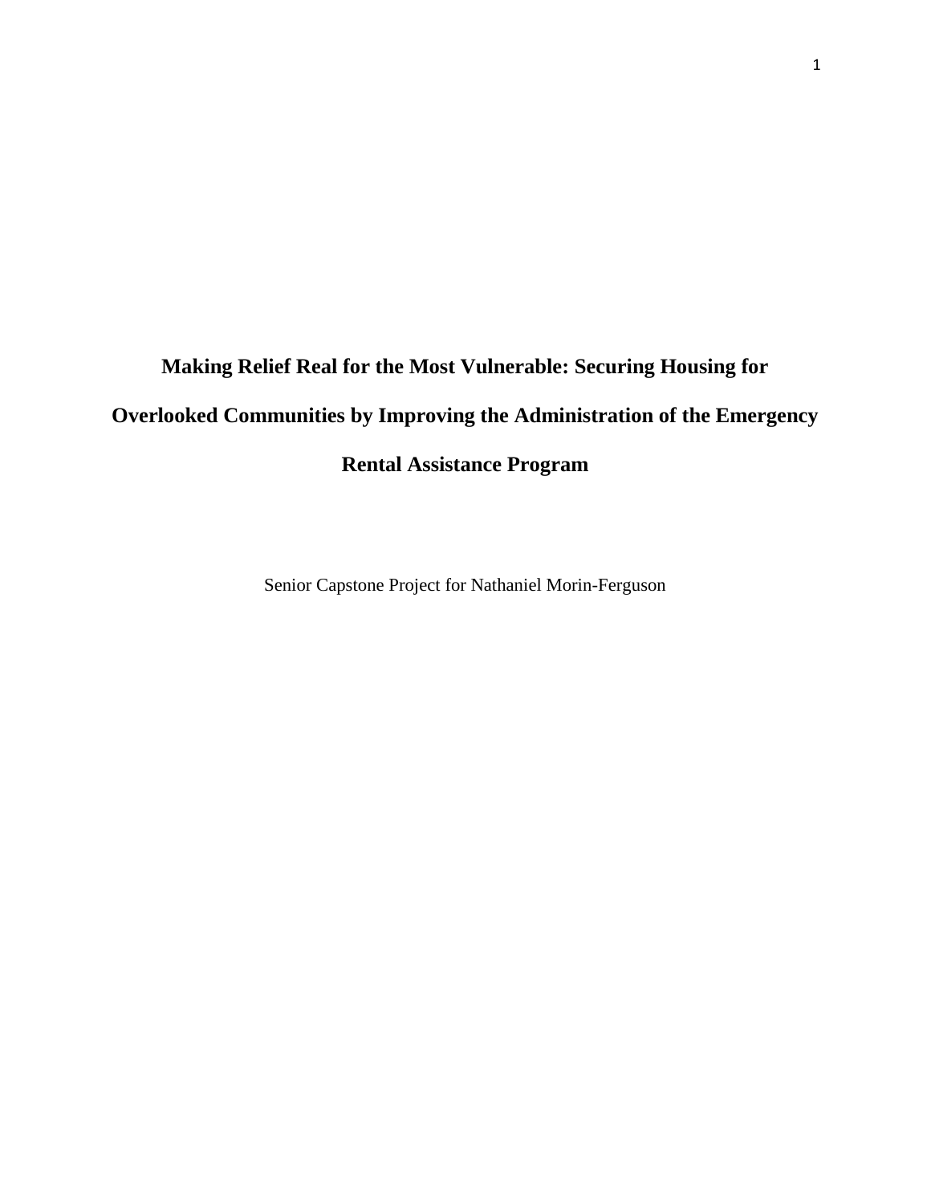# Making Relief Real for the Most Vulnerable: Securing Housing for Overlooked Communities by Improving the Administration of the Emergency Rental Assistance Program

Senior Capstone Project for Nathaniel Morin-Ferguson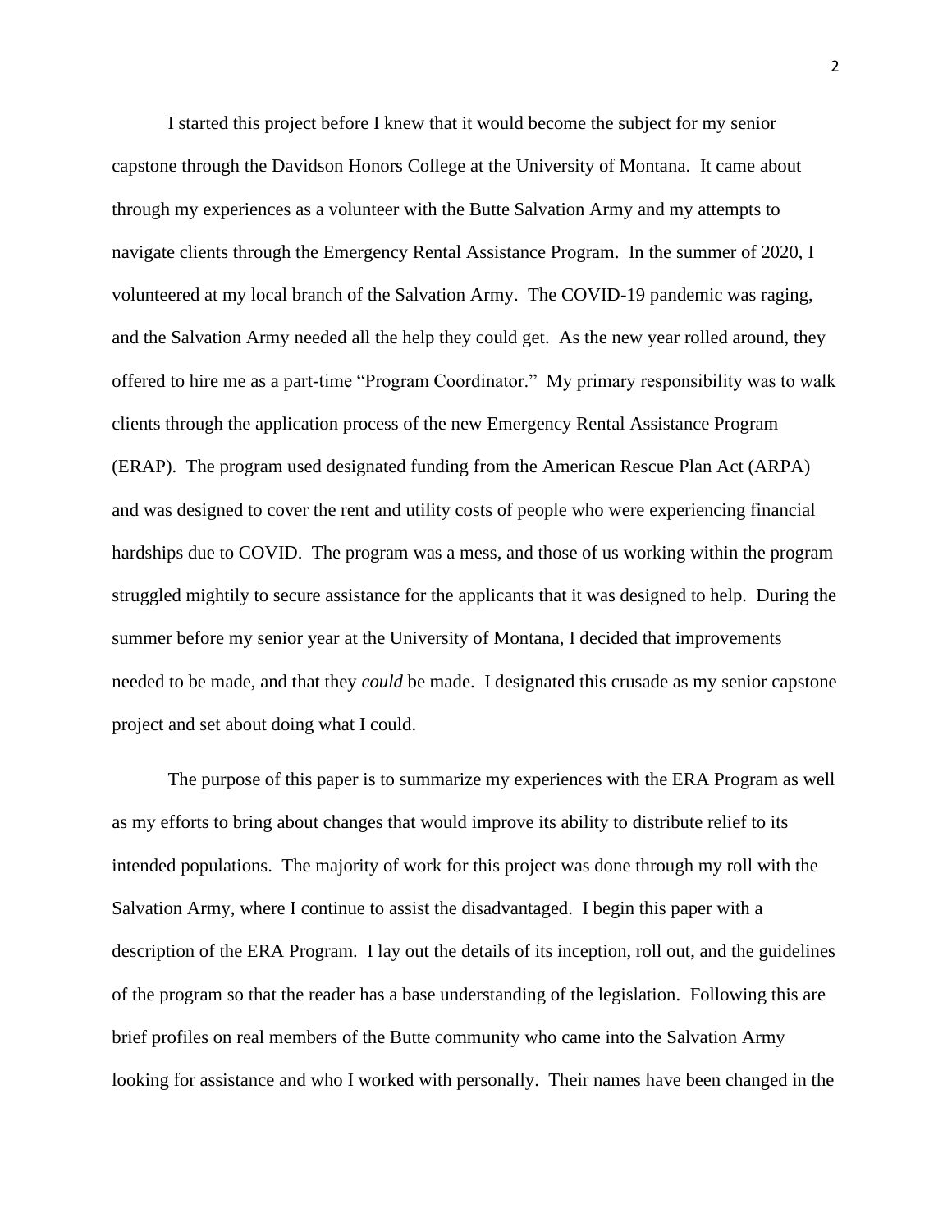I started this project before I knew that it would become the subject for my senior capstone through the Davidson Honors College at the University of Montana. It came about through my experiences as a volunteer with the Butte Salvation Army and my attempts to navigate clients through the Emergency Rental Assistance Program. In the summer of 2020, I volunteered at my local branch of the Salvation Army. The COVID-19 pandemic was raging, and the Salvation Army needed all the help they could get. As the new year rolled around, they offered to hire me as a part-time "Program Coordinator." My primary responsibility was to walk clients through the application process of the new Emergency Rental Assistance Program (ERAP). The program used designated funding from the American Rescue Plan Act (ARPA) and was designed to cover the rent and utility costs of people who were experiencing financial hardships due to COVID. The program was a mess, and those of us working within the program struggled mightily to secure assistance for the applicants that it was designed to help. During the summer before my senior year at the University of Montana, I decided that improvements needed to be made, and that they *could* be made. I designated this crusade as my senior capstone project and set about doing what I could.

The purpose of this paper is to summarize my experiences with the ERA Program as well as my efforts to bring about changes that would improve its ability to distribute relief to its intended populations. The majority of work for this project was done through my roll with the Salvation Army, where I continue to assist the disadvantaged. I begin this paper with a description of the ERA Program. I lay out the details of its inception, roll out, and the guidelines of the program so that the reader has a base understanding of the legislation. Following this are brief profiles on real members of the Butte community who came into the Salvation Army looking for assistance and who I worked with personally. Their names have been changed in the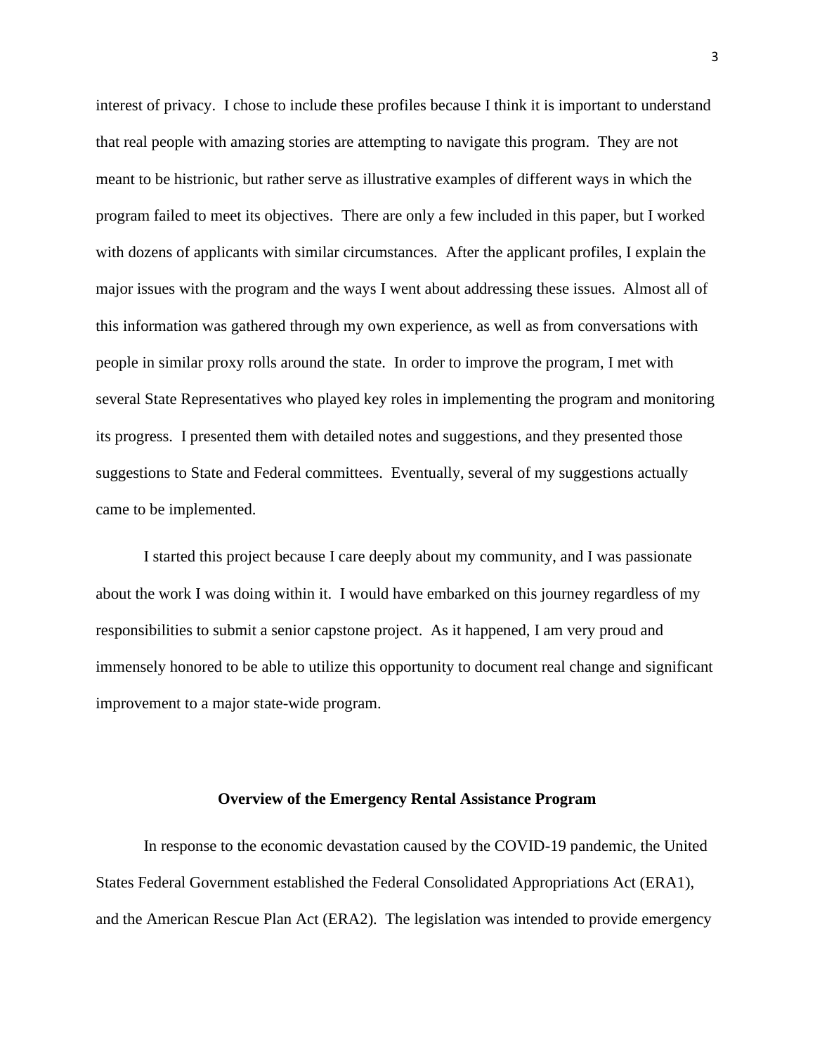interest of privacy. I chose to include these profiles because I think it is important to understand that real people with amazing stories are attempting to navigate this program. They are not meant to be histrionic, but rather serve as illustrative examples of different ways in which the program failed to meet its objectives. There are only a few included in this paper, but I worked with dozens of applicants with similar circumstances. After the applicant profiles, I explain the major issues with the program and the ways I went about addressing these issues. Almost all of this information was gathered through my own experience, as well as from conversations with people in similar proxy rolls around the state. In order to improve the program, I met with several State Representatives who played key roles in implementing the program and monitoring its progress. I presented them with detailed notes and suggestions, and they presented those suggestions to State and Federal committees. Eventually, several of my suggestions actually came to be implemented.

I started this project because I care deeply about my community, and I was passionate about the work I was doing within it. I would have embarked on this journey regardless of my responsibilities to submit a senior capstone project. As it happened, I am very proud and immensely honored to be able to utilize this opportunity to document real change and significant improvement to a major state-wide program.

## Overview of the Emergency Rental Assistance Program

In response to the economic devastation caused by the COVID-19 pandemic, the United States Federal Government established the Federal Consolidated Appropriations Act (ERA1), and the American Rescue Plan Act (ERA2). The legislation was intended to provide emergency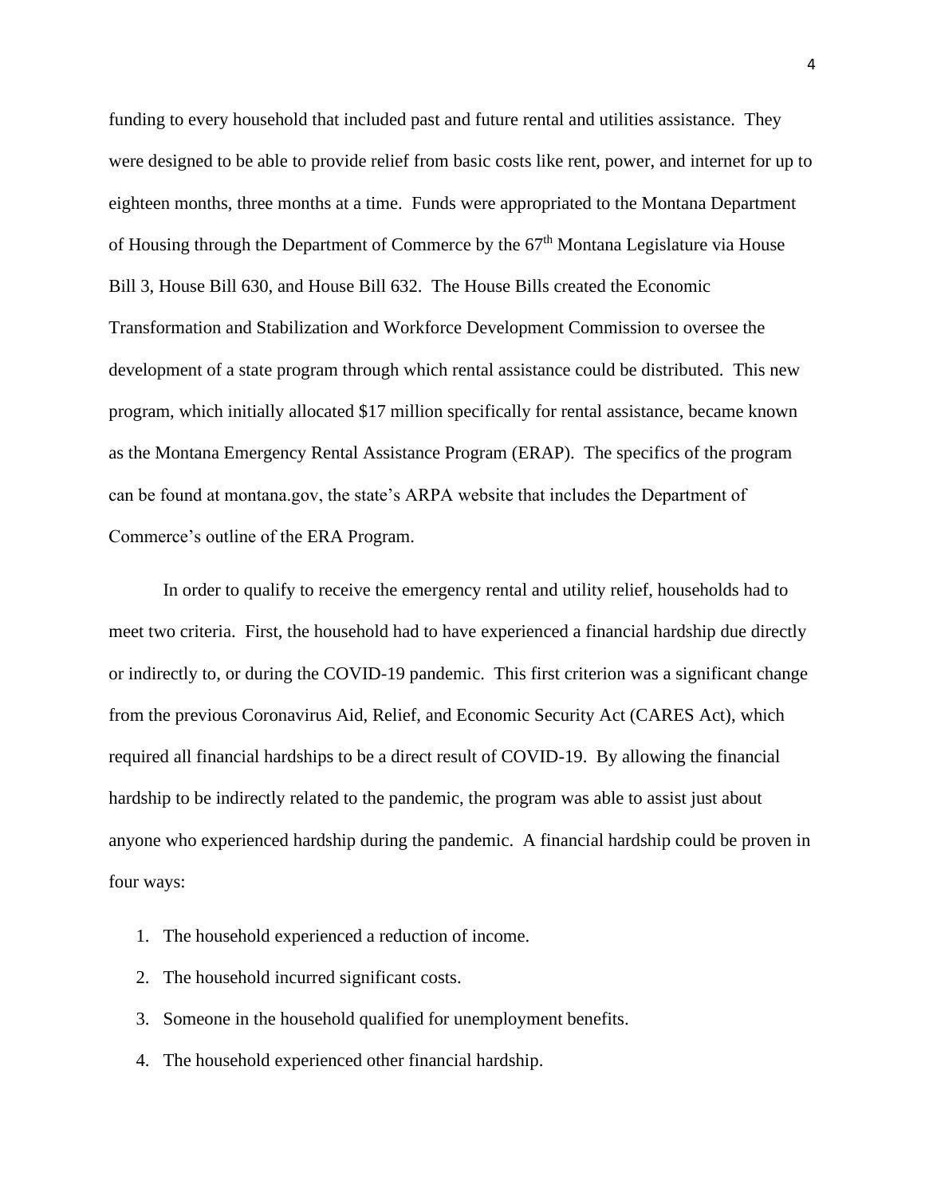funding to every household that included past and future rental and utilities assistance. They were designed to be able to provide relief from basic costs like rent, power, and internet for up to eighteen months, three months at a time. Funds were appropriated to the Montana Department of Housing through the Department of Commerce by the 67th Montana Legislature via House Bill 3, House Bill 630, and House Bill 632. The House Bills created the Economic Transformation and Stabilization and Workforce Development Commission to oversee the development of a state program through which rental assistance could be distributed. This new program, which initially allocated $17 million specifically for rental assistance, became known as the Montana Emergency Rental Assistance Program (ERAP). The specifics of the program can be found at montana.gov, the state's ARPA website that includes the Department of Commerce's outline of the ERA Program.

In order to qualify to receive the emergency rental and utility relief, households had to meet two criteria. First, the household had to have experienced a financial hardship due directly or indirectly to, or during the COVID-19 pandemic. This first criterion was a significant change from the previous Coronavirus Aid, Relief, and Economic Security Act (CARES Act), which required all financial hardships to be a direct result of COVID-19. By allowing the financial hardship to be indirectly related to the pandemic, the program was able to assist just about anyone who experienced hardship during the pandemic. A financial hardship could be proven in four ways:

1. The household experienced a reduction of income.
2. The household incurred significant costs.
3. Someone in the household qualified for unemployment benefits.
4. The household experienced other financial hardship.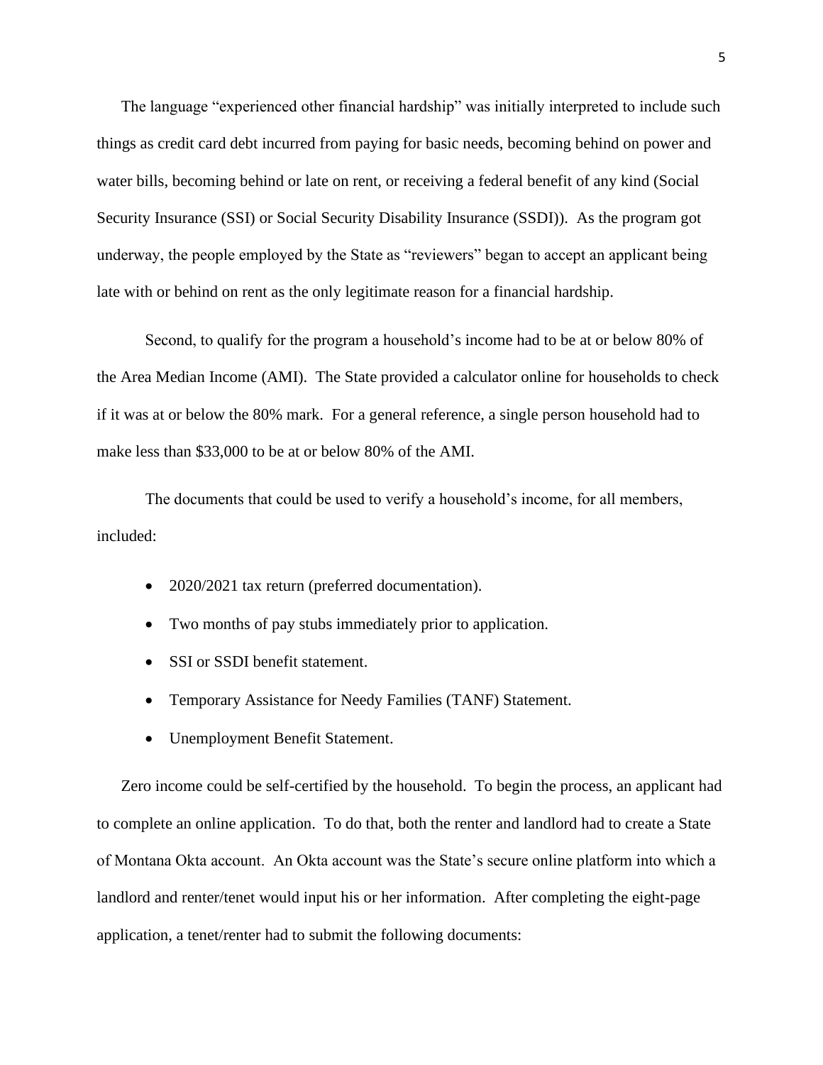The language "experienced other financial hardship" was initially interpreted to include such things as credit card debt incurred from paying for basic needs, becoming behind on power and water bills, becoming behind or late on rent, or receiving a federal benefit of any kind (Social Security Insurance (SSI) or Social Security Disability Insurance (SSDI)). As the program got underway, the people employed by the State as "reviewers" began to accept an applicant being late with or behind on rent as the only legitimate reason for a financial hardship.

Second, to qualify for the program a household's income had to be at or below 80% of the Area Median Income (AMI). The State provided a calculator online for households to check if it was at or below the 80% mark. For a general reference, a single person household had to make less than $33,000 to be at or below 80% of the AMI.

The documents that could be used to verify a household's income, for all members, included:

- 2020/2021 tax return (preferred documentation).
- Two months of pay stubs immediately prior to application.
- SSI or SSDI benefit statement.
- Temporary Assistance for Needy Families (TANF) Statement.
- Unemployment Benefit Statement.

Zero income could be self-certified by the household. To begin the process, an applicant had to complete an online application. To do that, both the renter and landlord had to create a State of Montana Okta account. An Okta account was the State's secure online platform into which a landlord and renter/tenet would input his or her information. After completing the eight-page application, a tenet/renter had to submit the following documents: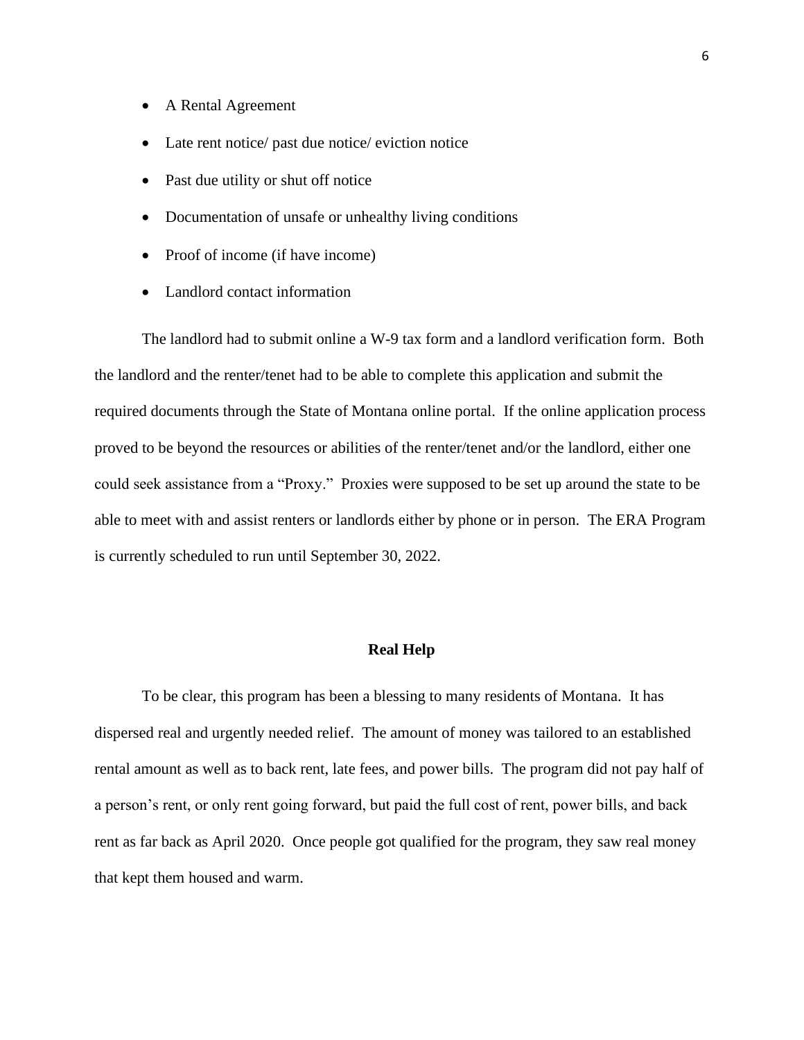- A Rental Agreement
- Late rent notice/ past due notice/ eviction notice
- Past due utility or shut off notice
- Documentation of unsafe or unhealthy living conditions
- Proof of income (if have income)
- Landlord contact information

The landlord had to submit online a W-9 tax form and a landlord verification form. Both the landlord and the renter/tenet had to be able to complete this application and submit the required documents through the State of Montana online portal. If the online application process proved to be beyond the resources or abilities of the renter/tenet and/or the landlord, either one could seek assistance from a "Proxy." Proxies were supposed to be set up around the state to be able to meet with and assist renters or landlords either by phone or in person. The ERA Program is currently scheduled to run until September 30, 2022.

## Real Help

To be clear, this program has been a blessing to many residents of Montana. It has dispersed real and urgently needed relief. The amount of money was tailored to an established rental amount as well as to back rent, late fees, and power bills. The program did not pay half of a person's rent, or only rent going forward, but paid the full cost of rent, power bills, and back rent as far back as April 2020. Once people got qualified for the program, they saw real money that kept them housed and warm.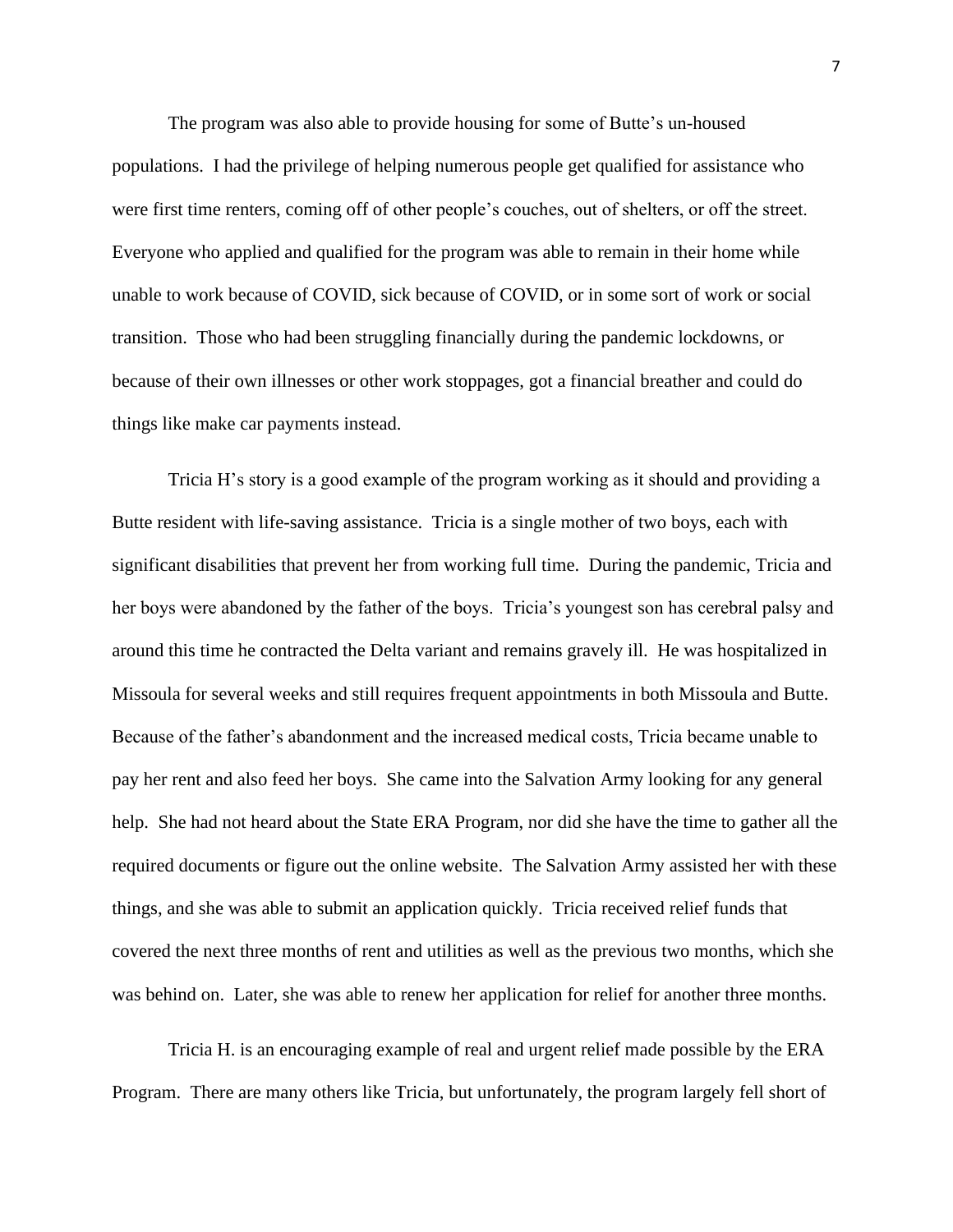The program was also able to provide housing for some of Butte's un-housed populations. I had the privilege of helping numerous people get qualified for assistance who were first time renters, coming off of other people's couches, out of shelters, or off the street. Everyone who applied and qualified for the program was able to remain in their home while unable to work because of COVID, sick because of COVID, or in some sort of work or social transition. Those who had been struggling financially during the pandemic lockdowns, or because of their own illnesses or other work stoppages, got a financial breather and could do things like make car payments instead.

Tricia H's story is a good example of the program working as it should and providing a Butte resident with life-saving assistance. Tricia is a single mother of two boys, each with significant disabilities that prevent her from working full time. During the pandemic, Tricia and her boys were abandoned by the father of the boys. Tricia's youngest son has cerebral palsy and around this time he contracted the Delta variant and remains gravely ill. He was hospitalized in Missoula for several weeks and still requires frequent appointments in both Missoula and Butte. Because of the father's abandonment and the increased medical costs, Tricia became unable to pay her rent and also feed her boys. She came into the Salvation Army looking for any general help. She had not heard about the State ERA Program, nor did she have the time to gather all the required documents or figure out the online website. The Salvation Army assisted her with these things, and she was able to submit an application quickly. Tricia received relief funds that covered the next three months of rent and utilities as well as the previous two months, which she was behind on. Later, she was able to renew her application for relief for another three months.

Tricia H. is an encouraging example of real and urgent relief made possible by the ERA Program. There are many others like Tricia, but unfortunately, the program largely fell short of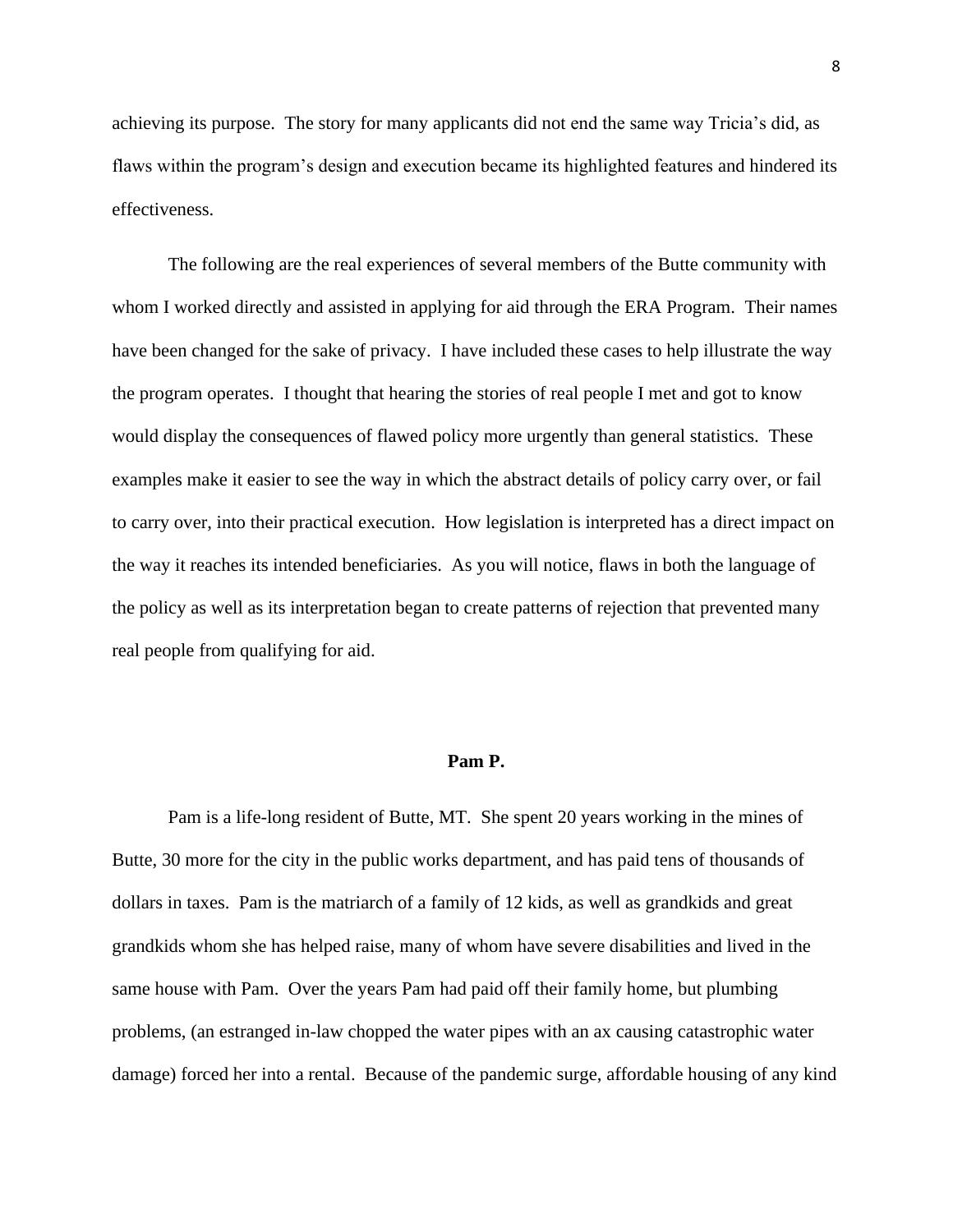achieving its purpose. The story for many applicants did not end the same way Tricia's did, as flaws within the program's design and execution became its highlighted features and hindered its effectiveness.

The following are the real experiences of several members of the Butte community with whom I worked directly and assisted in applying for aid through the ERA Program. Their names have been changed for the sake of privacy. I have included these cases to help illustrate the way the program operates. I thought that hearing the stories of real people I met and got to know would display the consequences of flawed policy more urgently than general statistics. These examples make it easier to see the way in which the abstract details of policy carry over, or fail to carry over, into their practical execution. How legislation is interpreted has a direct impact on the way it reaches its intended beneficiaries. As you will notice, flaws in both the language of the policy as well as its interpretation began to create patterns of rejection that prevented many real people from qualifying for aid.

**Pam P.**

Pam is a life-long resident of Butte, MT. She spent 20 years working in the mines of Butte, 30 more for the city in the public works department, and has paid tens of thousands of dollars in taxes. Pam is the matriarch of a family of 12 kids, as well as grandkids and great grandkids whom she has helped raise, many of whom have severe disabilities and lived in the same house with Pam. Over the years Pam had paid off their family home, but plumbing problems, (an estranged in-law chopped the water pipes with an ax causing catastrophic water damage) forced her into a rental. Because of the pandemic surge, affordable housing of any kind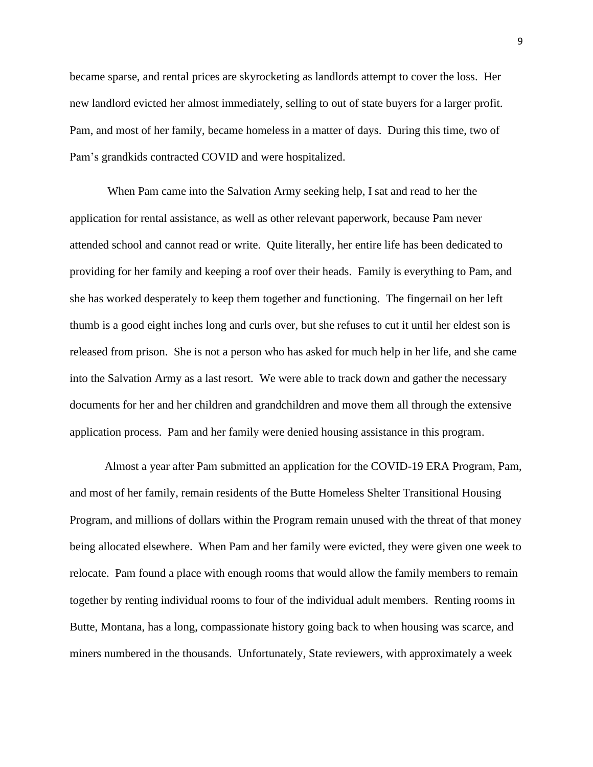became sparse, and rental prices are skyrocketing as landlords attempt to cover the loss. Her new landlord evicted her almost immediately, selling to out of state buyers for a larger profit. Pam, and most of her family, became homeless in a matter of days. During this time, two of Pam's grandkids contracted COVID and were hospitalized.

When Pam came into the Salvation Army seeking help, I sat and read to her the application for rental assistance, as well as other relevant paperwork, because Pam never attended school and cannot read or write. Quite literally, her entire life has been dedicated to providing for her family and keeping a roof over their heads. Family is everything to Pam, and she has worked desperately to keep them together and functioning. The fingernail on her left thumb is a good eight inches long and curls over, but she refuses to cut it until her eldest son is released from prison. She is not a person who has asked for much help in her life, and she came into the Salvation Army as a last resort. We were able to track down and gather the necessary documents for her and her children and grandchildren and move them all through the extensive application process. Pam and her family were denied housing assistance in this program.

Almost a year after Pam submitted an application for the COVID-19 ERA Program, Pam, and most of her family, remain residents of the Butte Homeless Shelter Transitional Housing Program, and millions of dollars within the Program remain unused with the threat of that money being allocated elsewhere. When Pam and her family were evicted, they were given one week to relocate. Pam found a place with enough rooms that would allow the family members to remain together by renting individual rooms to four of the individual adult members. Renting rooms in Butte, Montana, has a long, compassionate history going back to when housing was scarce, and miners numbered in the thousands. Unfortunately, State reviewers, with approximately a week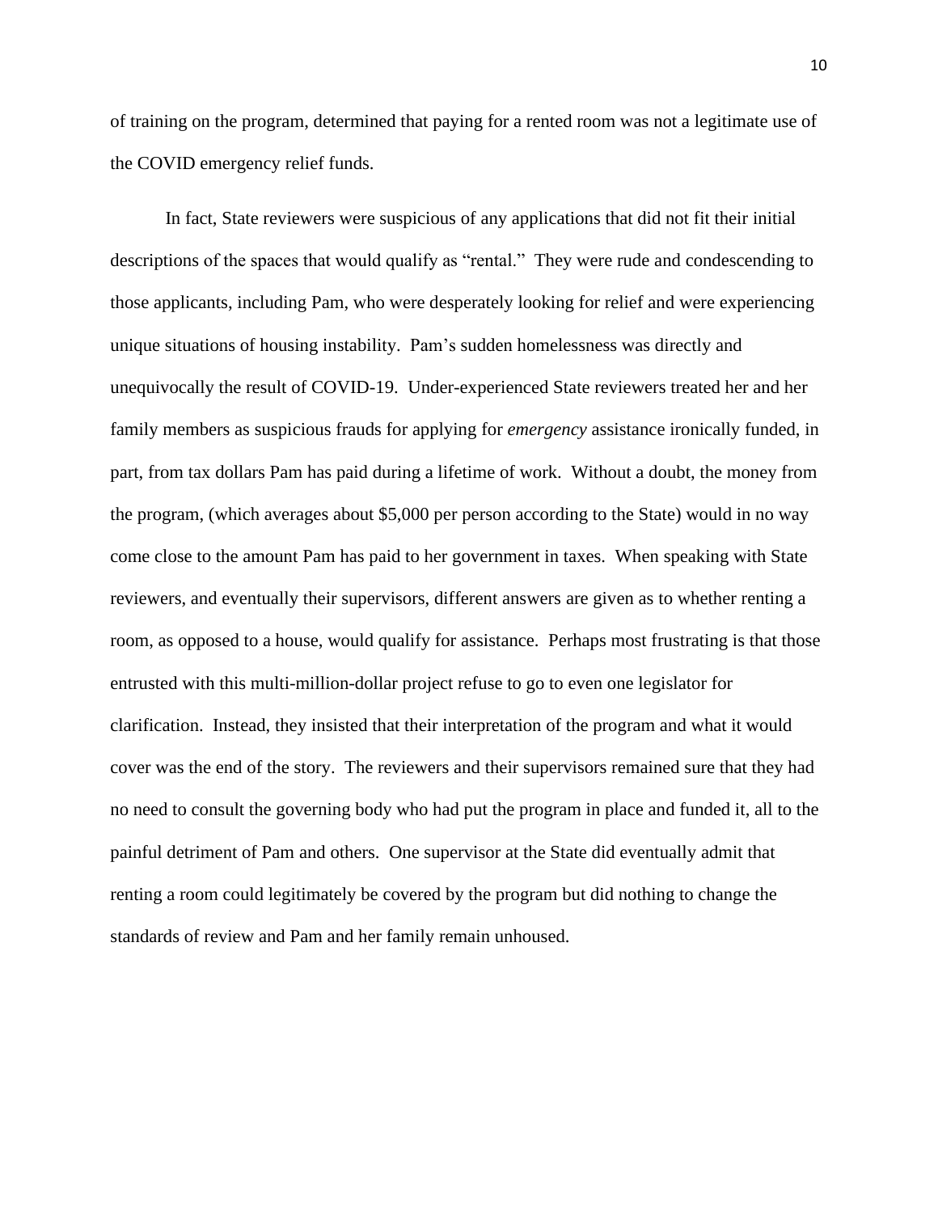of training on the program, determined that paying for a rented room was not a legitimate use of the COVID emergency relief funds.

In fact, State reviewers were suspicious of any applications that did not fit their initial descriptions of the spaces that would qualify as "rental." They were rude and condescending to those applicants, including Pam, who were desperately looking for relief and were experiencing unique situations of housing instability. Pam's sudden homelessness was directly and unequivocally the result of COVID-19. Under-experienced State reviewers treated her and her family members as suspicious frauds for applying for *emergency* assistance ironically funded, in part, from tax dollars Pam has paid during a lifetime of work. Without a doubt, the money from the program, (which averages about $5,000 per person according to the State) would in no way come close to the amount Pam has paid to her government in taxes. When speaking with State reviewers, and eventually their supervisors, different answers are given as to whether renting a room, as opposed to a house, would qualify for assistance. Perhaps most frustrating is that those entrusted with this multi-million-dollar project refuse to go to even one legislator for clarification. Instead, they insisted that their interpretation of the program and what it would cover was the end of the story. The reviewers and their supervisors remained sure that they had no need to consult the governing body who had put the program in place and funded it, all to the painful detriment of Pam and others. One supervisor at the State did eventually admit that renting a room could legitimately be covered by the program but did nothing to change the standards of review and Pam and her family remain unhoused.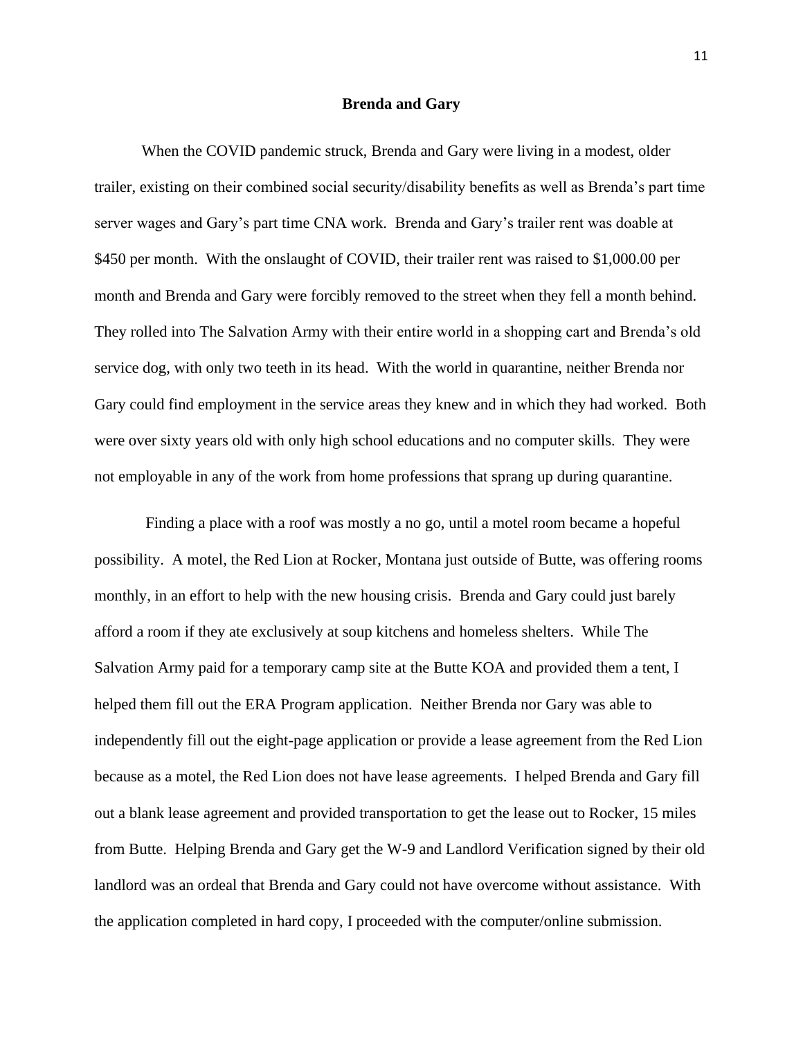## Brenda and Gary

When the COVID pandemic struck, Brenda and Gary were living in a modest, older trailer, existing on their combined social security/disability benefits as well as Brenda's part time server wages and Gary's part time CNA work. Brenda and Gary's trailer rent was doable at $450 per month. With the onslaught of COVID, their trailer rent was raised to $1,000.00 per month and Brenda and Gary were forcibly removed to the street when they fell a month behind. They rolled into The Salvation Army with their entire world in a shopping cart and Brenda's old service dog, with only two teeth in its head. With the world in quarantine, neither Brenda nor Gary could find employment in the service areas they knew and in which they had worked. Both were over sixty years old with only high school educations and no computer skills. They were not employable in any of the work from home professions that sprang up during quarantine.

Finding a place with a roof was mostly a no go, until a motel room became a hopeful possibility. A motel, the Red Lion at Rocker, Montana just outside of Butte, was offering rooms monthly, in an effort to help with the new housing crisis. Brenda and Gary could just barely afford a room if they ate exclusively at soup kitchens and homeless shelters. While The Salvation Army paid for a temporary camp site at the Butte KOA and provided them a tent, I helped them fill out the ERA Program application. Neither Brenda nor Gary was able to independently fill out the eight-page application or provide a lease agreement from the Red Lion because as a motel, the Red Lion does not have lease agreements. I helped Brenda and Gary fill out a blank lease agreement and provided transportation to get the lease out to Rocker, 15 miles from Butte. Helping Brenda and Gary get the W-9 and Landlord Verification signed by their old landlord was an ordeal that Brenda and Gary could not have overcome without assistance. With the application completed in hard copy, I proceeded with the computer/online submission.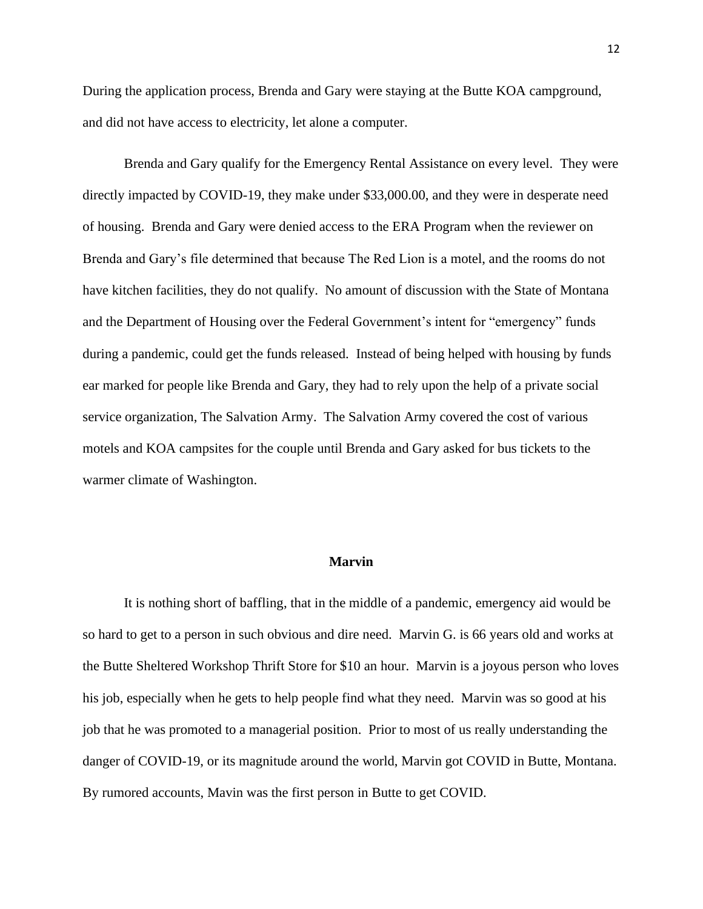During the application process, Brenda and Gary were staying at the Butte KOA campground, and did not have access to electricity, let alone a computer.

Brenda and Gary qualify for the Emergency Rental Assistance on every level. They were directly impacted by COVID-19, they make under $33,000.00, and they were in desperate need of housing. Brenda and Gary were denied access to the ERA Program when the reviewer on Brenda and Gary's file determined that because The Red Lion is a motel, and the rooms do not have kitchen facilities, they do not qualify. No amount of discussion with the State of Montana and the Department of Housing over the Federal Government's intent for "emergency" funds during a pandemic, could get the funds released. Instead of being helped with housing by funds ear marked for people like Brenda and Gary, they had to rely upon the help of a private social service organization, The Salvation Army. The Salvation Army covered the cost of various motels and KOA campsites for the couple until Brenda and Gary asked for bus tickets to the warmer climate of Washington.

### Marvin

It is nothing short of baffling, that in the middle of a pandemic, emergency aid would be so hard to get to a person in such obvious and dire need. Marvin G. is 66 years old and works at the Butte Sheltered Workshop Thrift Store for $10 an hour. Marvin is a joyous person who loves his job, especially when he gets to help people find what they need. Marvin was so good at his job that he was promoted to a managerial position. Prior to most of us really understanding the danger of COVID-19, or its magnitude around the world, Marvin got COVID in Butte, Montana. By rumored accounts, Mavin was the first person in Butte to get COVID.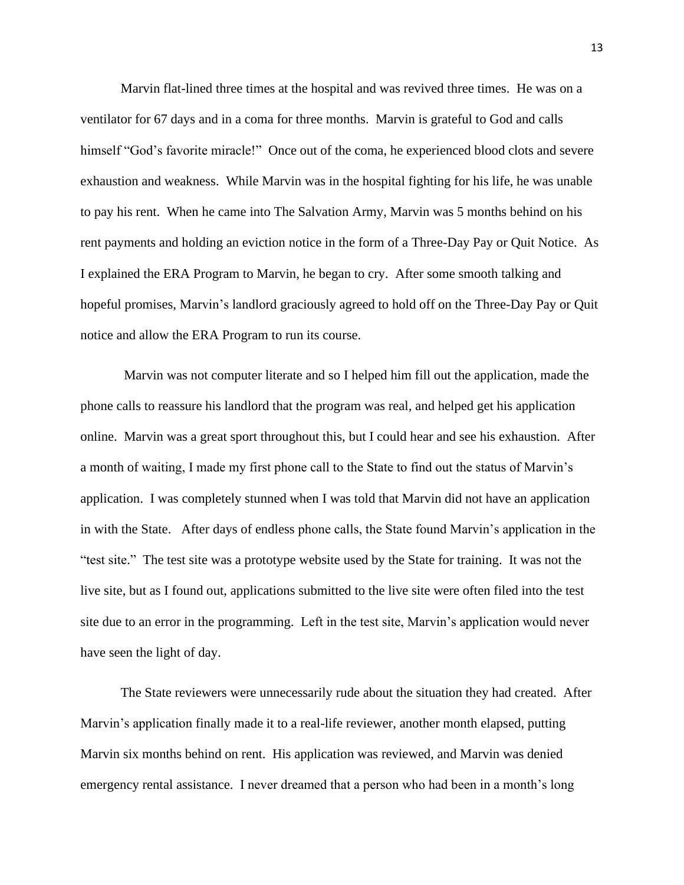Marvin flat-lined three times at the hospital and was revived three times. He was on a ventilator for 67 days and in a coma for three months. Marvin is grateful to God and calls himself "God's favorite miracle!" Once out of the coma, he experienced blood clots and severe exhaustion and weakness. While Marvin was in the hospital fighting for his life, he was unable to pay his rent. When he came into The Salvation Army, Marvin was 5 months behind on his rent payments and holding an eviction notice in the form of a Three-Day Pay or Quit Notice. As I explained the ERA Program to Marvin, he began to cry. After some smooth talking and hopeful promises, Marvin's landlord graciously agreed to hold off on the Three-Day Pay or Quit notice and allow the ERA Program to run its course.

Marvin was not computer literate and so I helped him fill out the application, made the phone calls to reassure his landlord that the program was real, and helped get his application online. Marvin was a great sport throughout this, but I could hear and see his exhaustion. After a month of waiting, I made my first phone call to the State to find out the status of Marvin's application. I was completely stunned when I was told that Marvin did not have an application in with the State. After days of endless phone calls, the State found Marvin's application in the "test site." The test site was a prototype website used by the State for training. It was not the live site, but as I found out, applications submitted to the live site were often filed into the test site due to an error in the programming. Left in the test site, Marvin's application would never have seen the light of day.

The State reviewers were unnecessarily rude about the situation they had created. After Marvin's application finally made it to a real-life reviewer, another month elapsed, putting Marvin six months behind on rent. His application was reviewed, and Marvin was denied emergency rental assistance. I never dreamed that a person who had been in a month's long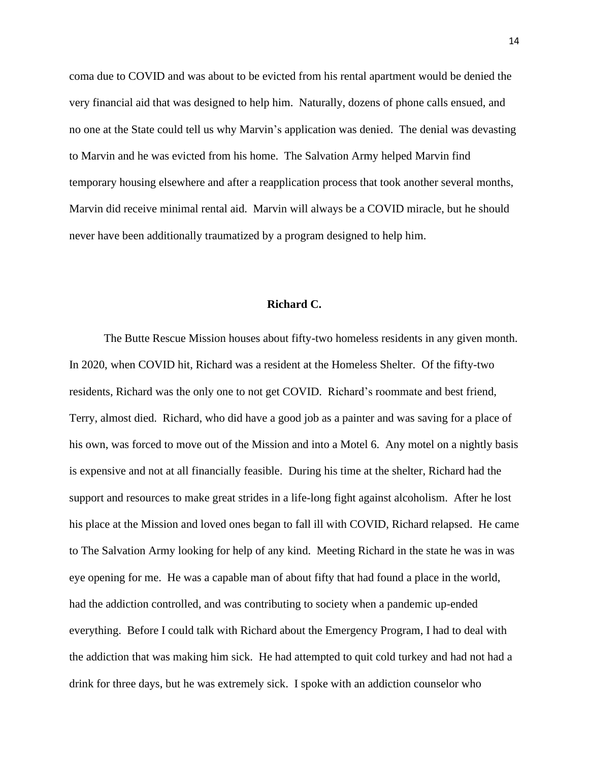coma due to COVID and was about to be evicted from his rental apartment would be denied the very financial aid that was designed to help him. Naturally, dozens of phone calls ensued, and no one at the State could tell us why Marvin's application was denied. The denial was devasting to Marvin and he was evicted from his home. The Salvation Army helped Marvin find temporary housing elsewhere and after a reapplication process that took another several months, Marvin did receive minimal rental aid. Marvin will always be a COVID miracle, but he should never have been additionally traumatized by a program designed to help him.

## Richard C.

The Butte Rescue Mission houses about fifty-two homeless residents in any given month. In 2020, when COVID hit, Richard was a resident at the Homeless Shelter. Of the fifty-two residents, Richard was the only one to not get COVID. Richard's roommate and best friend, Terry, almost died. Richard, who did have a good job as a painter and was saving for a place of his own, was forced to move out of the Mission and into a Motel 6. Any motel on a nightly basis is expensive and not at all financially feasible. During his time at the shelter, Richard had the support and resources to make great strides in a life-long fight against alcoholism. After he lost his place at the Mission and loved ones began to fall ill with COVID, Richard relapsed. He came to The Salvation Army looking for help of any kind. Meeting Richard in the state he was in was eye opening for me. He was a capable man of about fifty that had found a place in the world, had the addiction controlled, and was contributing to society when a pandemic up-ended everything. Before I could talk with Richard about the Emergency Program, I had to deal with the addiction that was making him sick. He had attempted to quit cold turkey and had not had a drink for three days, but he was extremely sick. I spoke with an addiction counselor who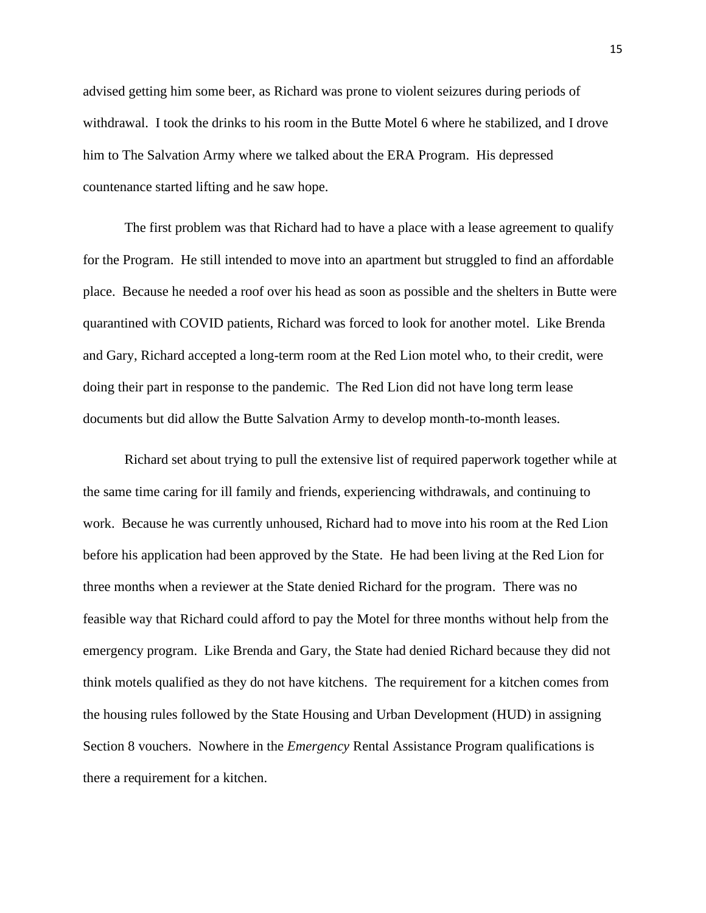advised getting him some beer, as Richard was prone to violent seizures during periods of withdrawal. I took the drinks to his room in the Butte Motel 6 where he stabilized, and I drove him to The Salvation Army where we talked about the ERA Program. His depressed countenance started lifting and he saw hope.

The first problem was that Richard had to have a place with a lease agreement to qualify for the Program. He still intended to move into an apartment but struggled to find an affordable place. Because he needed a roof over his head as soon as possible and the shelters in Butte were quarantined with COVID patients, Richard was forced to look for another motel. Like Brenda and Gary, Richard accepted a long-term room at the Red Lion motel who, to their credit, were doing their part in response to the pandemic. The Red Lion did not have long term lease documents but did allow the Butte Salvation Army to develop month-to-month leases.

Richard set about trying to pull the extensive list of required paperwork together while at the same time caring for ill family and friends, experiencing withdrawals, and continuing to work. Because he was currently unhoused, Richard had to move into his room at the Red Lion before his application had been approved by the State. He had been living at the Red Lion for three months when a reviewer at the State denied Richard for the program. There was no feasible way that Richard could afford to pay the Motel for three months without help from the emergency program. Like Brenda and Gary, the State had denied Richard because they did not think motels qualified as they do not have kitchens. The requirement for a kitchen comes from the housing rules followed by the State Housing and Urban Development (HUD) in assigning Section 8 vouchers. Nowhere in the *Emergency* Rental Assistance Program qualifications is there a requirement for a kitchen.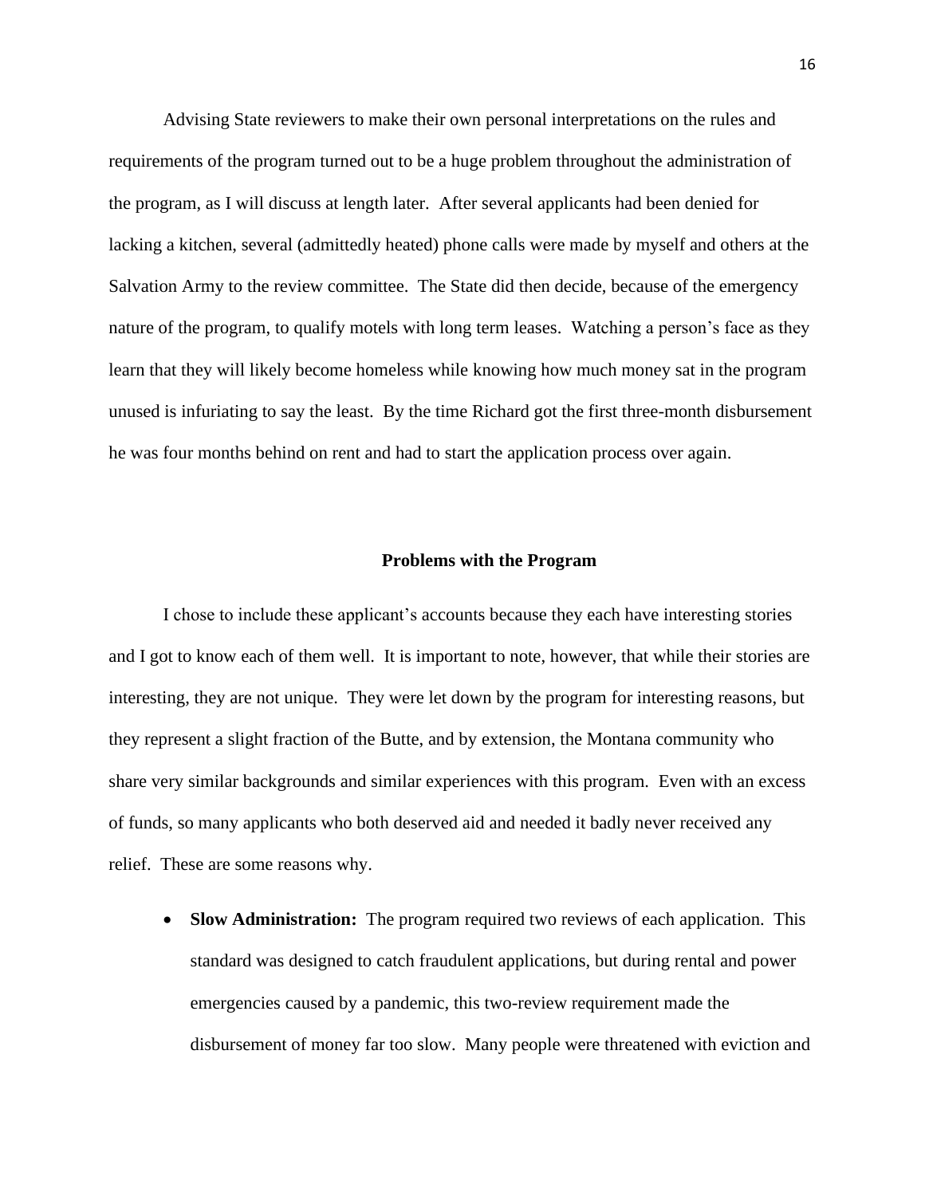Advising State reviewers to make their own personal interpretations on the rules and requirements of the program turned out to be a huge problem throughout the administration of the program, as I will discuss at length later. After several applicants had been denied for lacking a kitchen, several (admittedly heated) phone calls were made by myself and others at the Salvation Army to the review committee. The State did then decide, because of the emergency nature of the program, to qualify motels with long term leases. Watching a person's face as they learn that they will likely become homeless while knowing how much money sat in the program unused is infuriating to say the least. By the time Richard got the first three-month disbursement he was four months behind on rent and had to start the application process over again.

## Problems with the Program

I chose to include these applicant's accounts because they each have interesting stories and I got to know each of them well. It is important to note, however, that while their stories are interesting, they are not unique. They were let down by the program for interesting reasons, but they represent a slight fraction of the Butte, and by extension, the Montana community who share very similar backgrounds and similar experiences with this program. Even with an excess of funds, so many applicants who both deserved aid and needed it badly never received any relief. These are some reasons why.

- **Slow Administration:** The program required two reviews of each application. This standard was designed to catch fraudulent applications, but during rental and power emergencies caused by a pandemic, this two-review requirement made the disbursement of money far too slow. Many people were threatened with eviction and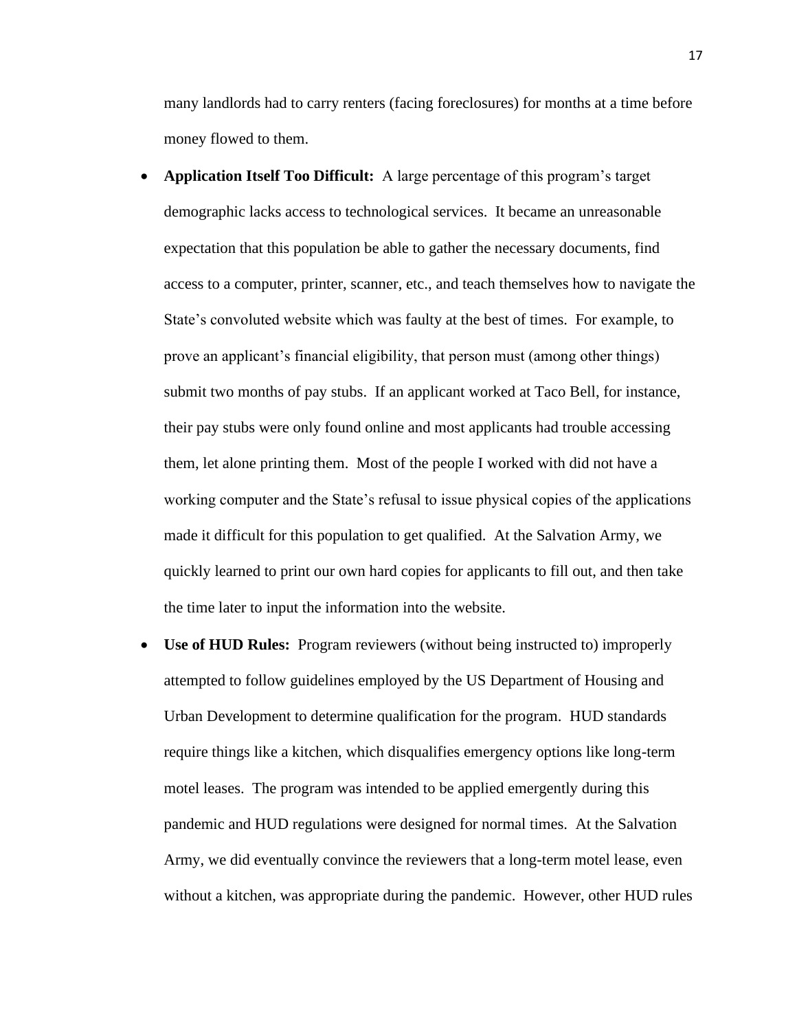many landlords had to carry renters (facing foreclosures) for months at a time before money flowed to them.

- **Application Itself Too Difficult:** A large percentage of this program's target demographic lacks access to technological services. It became an unreasonable expectation that this population be able to gather the necessary documents, find access to a computer, printer, scanner, etc., and teach themselves how to navigate the State's convoluted website which was faulty at the best of times. For example, to prove an applicant's financial eligibility, that person must (among other things) submit two months of pay stubs. If an applicant worked at Taco Bell, for instance, their pay stubs were only found online and most applicants had trouble accessing them, let alone printing them. Most of the people I worked with did not have a working computer and the State's refusal to issue physical copies of the applications made it difficult for this population to get qualified. At the Salvation Army, we quickly learned to print our own hard copies for applicants to fill out, and then take the time later to input the information into the website.
- **Use of HUD Rules:** Program reviewers (without being instructed to) improperly attempted to follow guidelines employed by the US Department of Housing and Urban Development to determine qualification for the program. HUD standards require things like a kitchen, which disqualifies emergency options like long-term motel leases. The program was intended to be applied emergently during this pandemic and HUD regulations were designed for normal times. At the Salvation Army, we did eventually convince the reviewers that a long-term motel lease, even without a kitchen, was appropriate during the pandemic. However, other HUD rules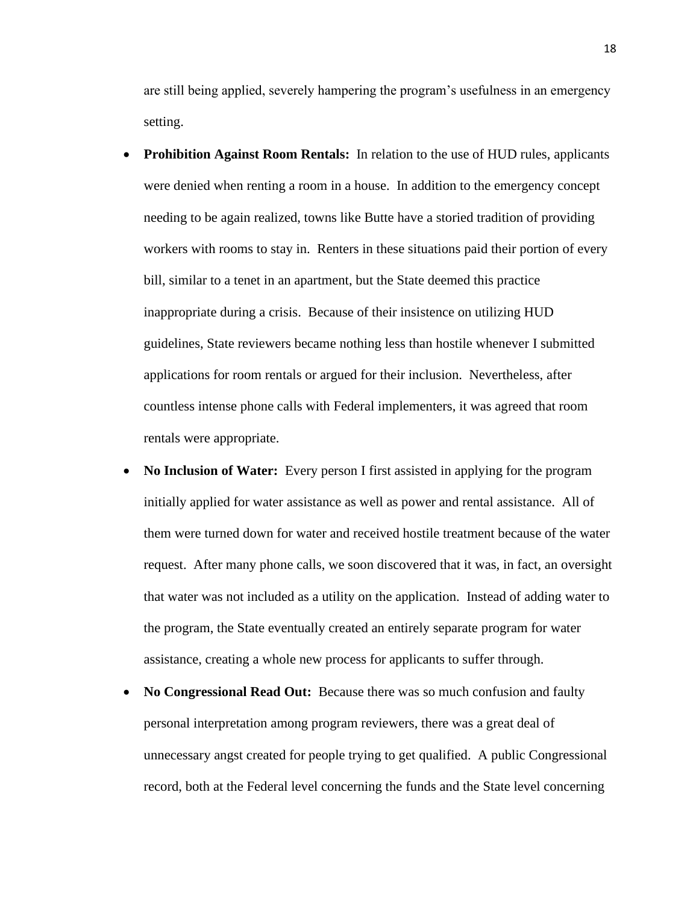are still being applied, severely hampering the program's usefulness in an emergency setting.

- **Prohibition Against Room Rentals:** In relation to the use of HUD rules, applicants were denied when renting a room in a house. In addition to the emergency concept needing to be again realized, towns like Butte have a storied tradition of providing workers with rooms to stay in. Renters in these situations paid their portion of every bill, similar to a tenet in an apartment, but the State deemed this practice inappropriate during a crisis. Because of their insistence on utilizing HUD guidelines, State reviewers became nothing less than hostile whenever I submitted applications for room rentals or argued for their inclusion. Nevertheless, after countless intense phone calls with Federal implementers, it was agreed that room rentals were appropriate.
- **No Inclusion of Water:** Every person I first assisted in applying for the program initially applied for water assistance as well as power and rental assistance. All of them were turned down for water and received hostile treatment because of the water request. After many phone calls, we soon discovered that it was, in fact, an oversight that water was not included as a utility on the application. Instead of adding water to the program, the State eventually created an entirely separate program for water assistance, creating a whole new process for applicants to suffer through.
- **No Congressional Read Out:** Because there was so much confusion and faulty personal interpretation among program reviewers, there was a great deal of unnecessary angst created for people trying to get qualified. A public Congressional record, both at the Federal level concerning the funds and the State level concerning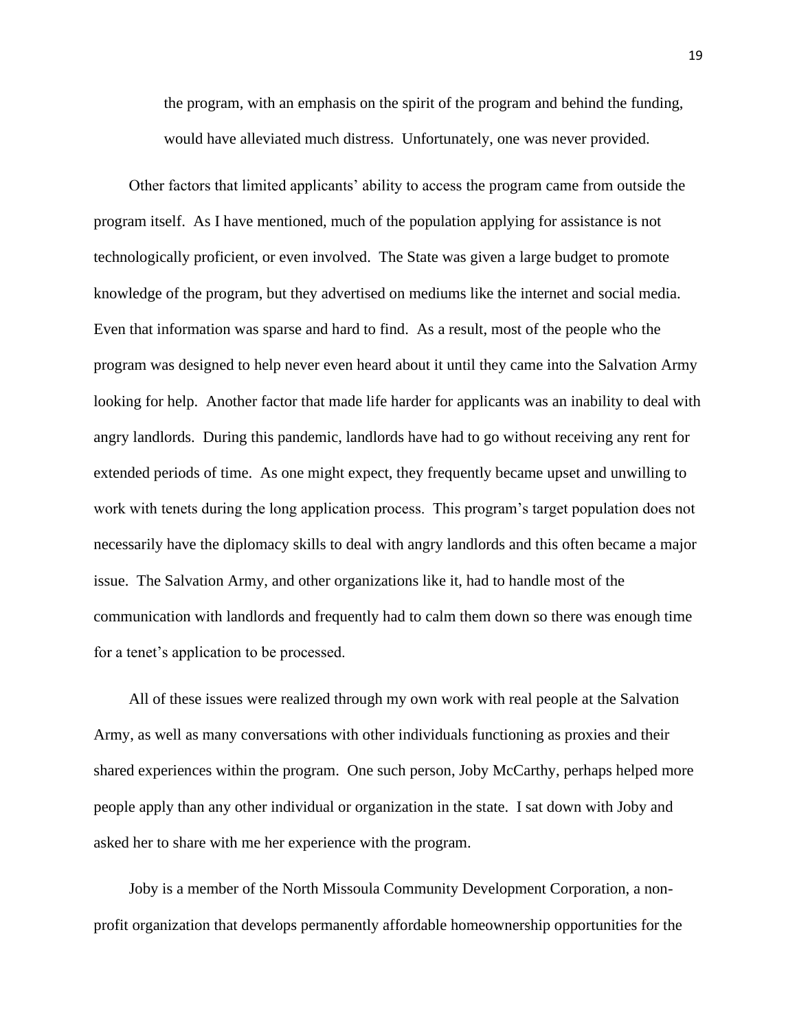> the program, with an emphasis on the spirit of the program and behind the funding, would have alleviated much distress. Unfortunately, one was never provided.

Other factors that limited applicants' ability to access the program came from outside the program itself. As I have mentioned, much of the population applying for assistance is not technologically proficient, or even involved. The State was given a large budget to promote knowledge of the program, but they advertised on mediums like the internet and social media. Even that information was sparse and hard to find. As a result, most of the people who the program was designed to help never even heard about it until they came into the Salvation Army looking for help. Another factor that made life harder for applicants was an inability to deal with angry landlords. During this pandemic, landlords have had to go without receiving any rent for extended periods of time. As one might expect, they frequently became upset and unwilling to work with tenets during the long application process. This program's target population does not necessarily have the diplomacy skills to deal with angry landlords and this often became a major issue. The Salvation Army, and other organizations like it, had to handle most of the communication with landlords and frequently had to calm them down so there was enough time for a tenet's application to be processed.

All of these issues were realized through my own work with real people at the Salvation Army, as well as many conversations with other individuals functioning as proxies and their shared experiences within the program. One such person, Joby McCarthy, perhaps helped more people apply than any other individual or organization in the state. I sat down with Joby and asked her to share with me her experience with the program.

Joby is a member of the North Missoula Community Development Corporation, a non-profit organization that develops permanently affordable homeownership opportunities for the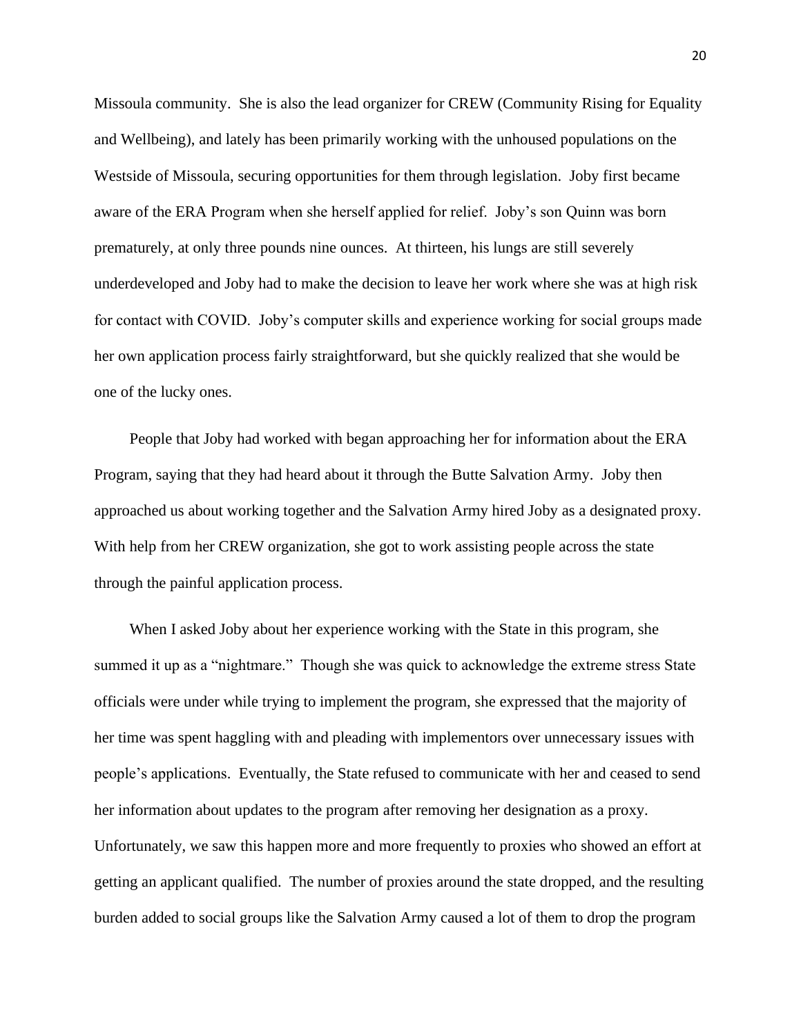Missoula community. She is also the lead organizer for CREW (Community Rising for Equality and Wellbeing), and lately has been primarily working with the unhoused populations on the Westside of Missoula, securing opportunities for them through legislation. Joby first became aware of the ERA Program when she herself applied for relief. Joby's son Quinn was born prematurely, at only three pounds nine ounces. At thirteen, his lungs are still severely underdeveloped and Joby had to make the decision to leave her work where she was at high risk for contact with COVID. Joby's computer skills and experience working for social groups made her own application process fairly straightforward, but she quickly realized that she would be one of the lucky ones.

People that Joby had worked with began approaching her for information about the ERA Program, saying that they had heard about it through the Butte Salvation Army. Joby then approached us about working together and the Salvation Army hired Joby as a designated proxy. With help from her CREW organization, she got to work assisting people across the state through the painful application process.

When I asked Joby about her experience working with the State in this program, she summed it up as a "nightmare." Though she was quick to acknowledge the extreme stress State officials were under while trying to implement the program, she expressed that the majority of her time was spent haggling with and pleading with implementors over unnecessary issues with people's applications. Eventually, the State refused to communicate with her and ceased to send her information about updates to the program after removing her designation as a proxy. Unfortunately, we saw this happen more and more frequently to proxies who showed an effort at getting an applicant qualified. The number of proxies around the state dropped, and the resulting burden added to social groups like the Salvation Army caused a lot of them to drop the program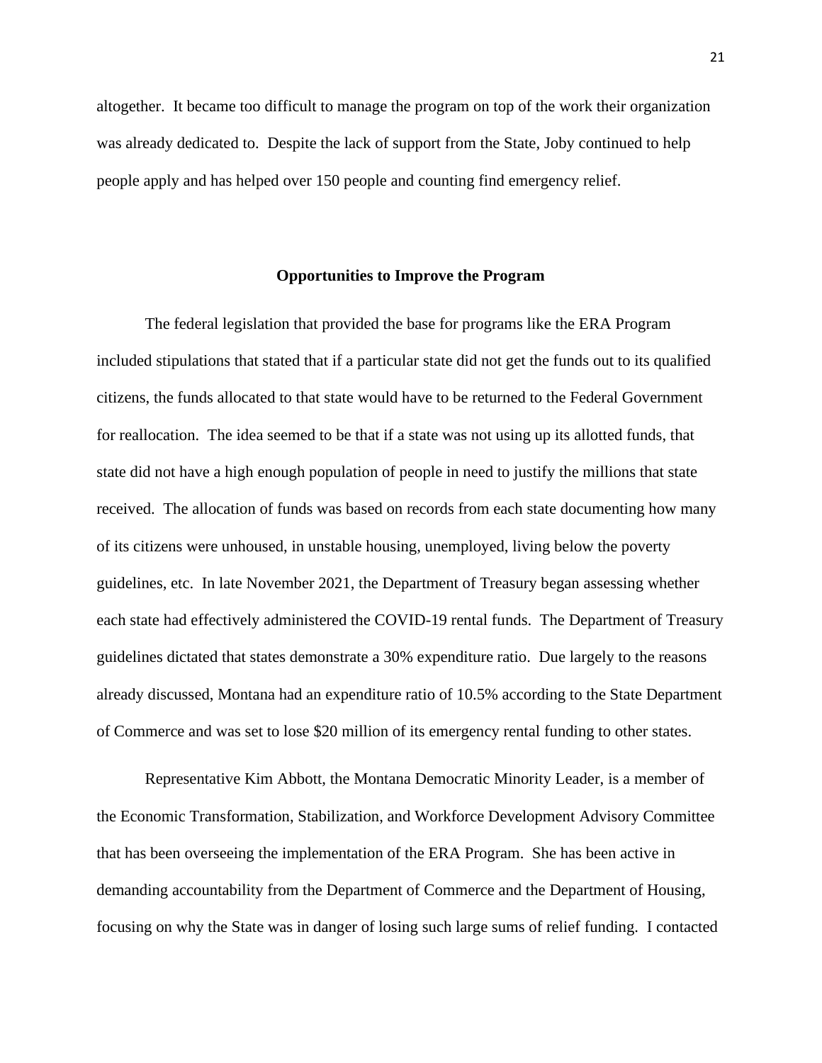altogether. It became too difficult to manage the program on top of the work their organization was already dedicated to. Despite the lack of support from the State, Joby continued to help people apply and has helped over 150 people and counting find emergency relief.

## Opportunities to Improve the Program

The federal legislation that provided the base for programs like the ERA Program included stipulations that stated that if a particular state did not get the funds out to its qualified citizens, the funds allocated to that state would have to be returned to the Federal Government for reallocation. The idea seemed to be that if a state was not using up its allotted funds, that state did not have a high enough population of people in need to justify the millions that state received. The allocation of funds was based on records from each state documenting how many of its citizens were unhoused, in unstable housing, unemployed, living below the poverty guidelines, etc. In late November 2021, the Department of Treasury began assessing whether each state had effectively administered the COVID-19 rental funds. The Department of Treasury guidelines dictated that states demonstrate a 30% expenditure ratio. Due largely to the reasons already discussed, Montana had an expenditure ratio of 10.5% according to the State Department of Commerce and was set to lose $20 million of its emergency rental funding to other states.

Representative Kim Abbott, the Montana Democratic Minority Leader, is a member of the Economic Transformation, Stabilization, and Workforce Development Advisory Committee that has been overseeing the implementation of the ERA Program. She has been active in demanding accountability from the Department of Commerce and the Department of Housing, focusing on why the State was in danger of losing such large sums of relief funding. I contacted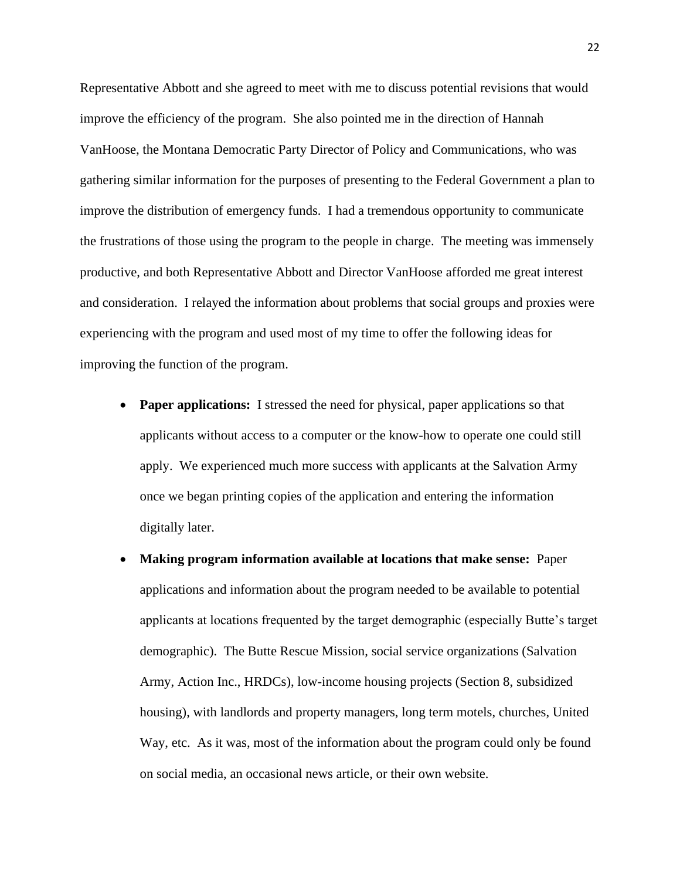Representative Abbott and she agreed to meet with me to discuss potential revisions that would improve the efficiency of the program. She also pointed me in the direction of Hannah VanHoose, the Montana Democratic Party Director of Policy and Communications, who was gathering similar information for the purposes of presenting to the Federal Government a plan to improve the distribution of emergency funds. I had a tremendous opportunity to communicate the frustrations of those using the program to the people in charge. The meeting was immensely productive, and both Representative Abbott and Director VanHoose afforded me great interest and consideration. I relayed the information about problems that social groups and proxies were experiencing with the program and used most of my time to offer the following ideas for improving the function of the program.

- **Paper applications:** I stressed the need for physical, paper applications so that applicants without access to a computer or the know-how to operate one could still apply. We experienced much more success with applicants at the Salvation Army once we began printing copies of the application and entering the information digitally later.
- **Making program information available at locations that make sense:** Paper applications and information about the program needed to be available to potential applicants at locations frequented by the target demographic (especially Butte's target demographic). The Butte Rescue Mission, social service organizations (Salvation Army, Action Inc., HRDCs), low-income housing projects (Section 8, subsidized housing), with landlords and property managers, long term motels, churches, United Way, etc. As it was, most of the information about the program could only be found on social media, an occasional news article, or their own website.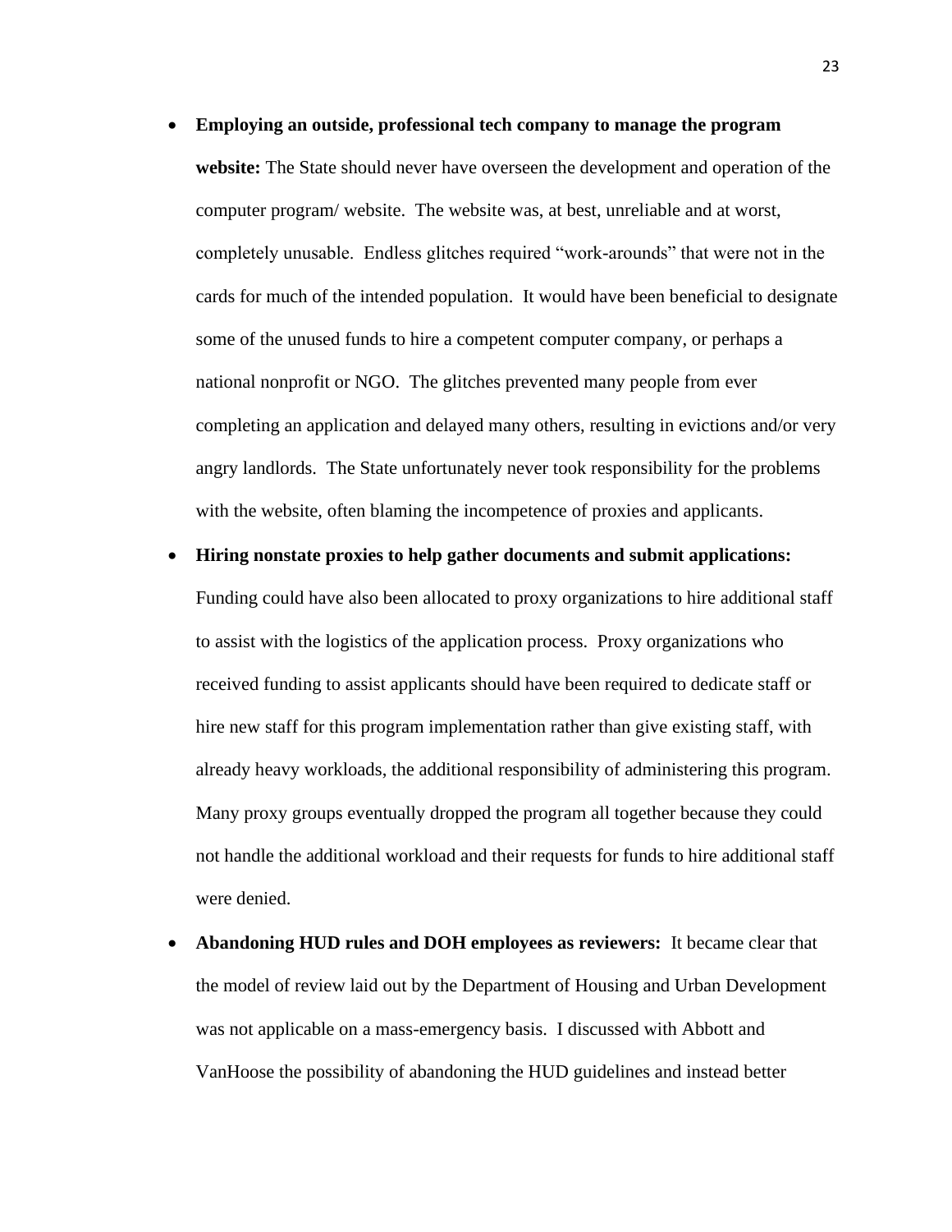- **Employing an outside, professional tech company to manage the program website:** The State should never have overseen the development and operation of the computer program/ website. The website was, at best, unreliable and at worst, completely unusable. Endless glitches required "work-arounds" that were not in the cards for much of the intended population. It would have been beneficial to designate some of the unused funds to hire a competent computer company, or perhaps a national nonprofit or NGO. The glitches prevented many people from ever completing an application and delayed many others, resulting in evictions and/or very angry landlords. The State unfortunately never took responsibility for the problems with the website, often blaming the incompetence of proxies and applicants.
- **Hiring nonstate proxies to help gather documents and submit applications:** Funding could have also been allocated to proxy organizations to hire additional staff to assist with the logistics of the application process. Proxy organizations who received funding to assist applicants should have been required to dedicate staff or hire new staff for this program implementation rather than give existing staff, with already heavy workloads, the additional responsibility of administering this program. Many proxy groups eventually dropped the program all together because they could not handle the additional workload and their requests for funds to hire additional staff were denied.
- **Abandoning HUD rules and DOH employees as reviewers:** It became clear that the model of review laid out by the Department of Housing and Urban Development was not applicable on a mass-emergency basis. I discussed with Abbott and VanHoose the possibility of abandoning the HUD guidelines and instead better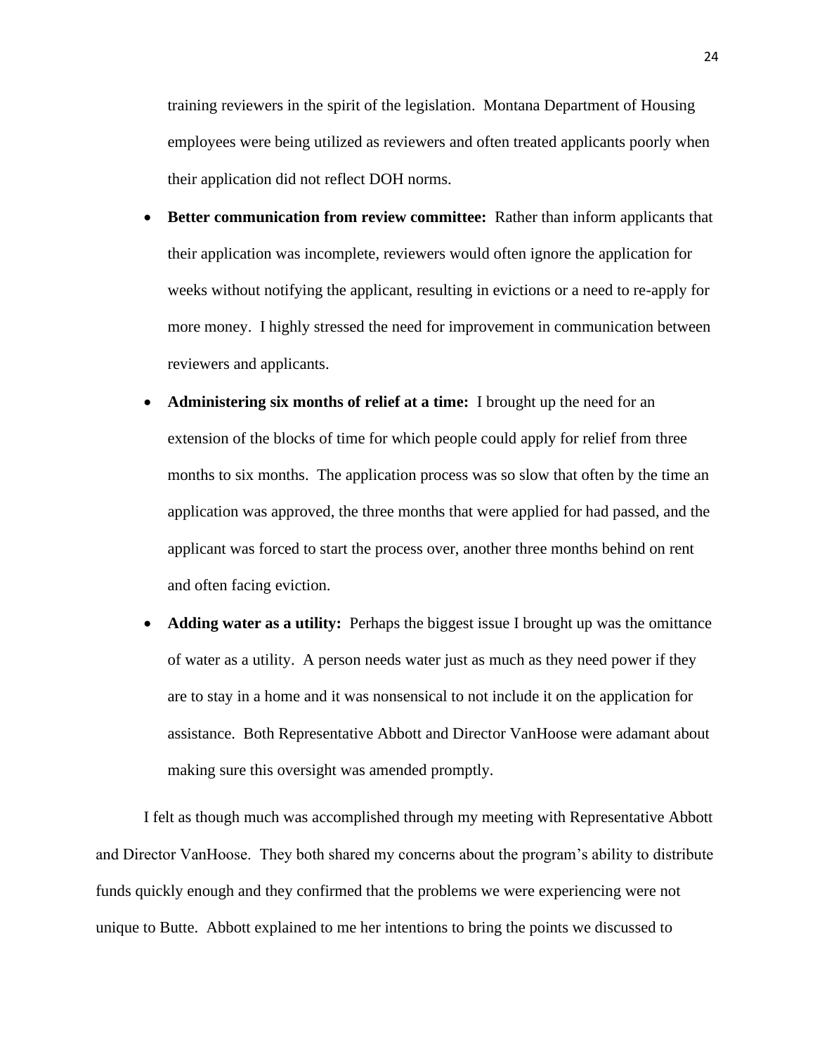training reviewers in the spirit of the legislation. Montana Department of Housing employees were being utilized as reviewers and often treated applicants poorly when their application did not reflect DOH norms.

- **Better communication from review committee:** Rather than inform applicants that their application was incomplete, reviewers would often ignore the application for weeks without notifying the applicant, resulting in evictions or a need to re-apply for more money. I highly stressed the need for improvement in communication between reviewers and applicants.
- **Administering six months of relief at a time:** I brought up the need for an extension of the blocks of time for which people could apply for relief from three months to six months. The application process was so slow that often by the time an application was approved, the three months that were applied for had passed, and the applicant was forced to start the process over, another three months behind on rent and often facing eviction.
- **Adding water as a utility:** Perhaps the biggest issue I brought up was the omittance of water as a utility. A person needs water just as much as they need power if they are to stay in a home and it was nonsensical to not include it on the application for assistance. Both Representative Abbott and Director VanHoose were adamant about making sure this oversight was amended promptly.

I felt as though much was accomplished through my meeting with Representative Abbott and Director VanHoose. They both shared my concerns about the program's ability to distribute funds quickly enough and they confirmed that the problems we were experiencing were not unique to Butte. Abbott explained to me her intentions to bring the points we discussed to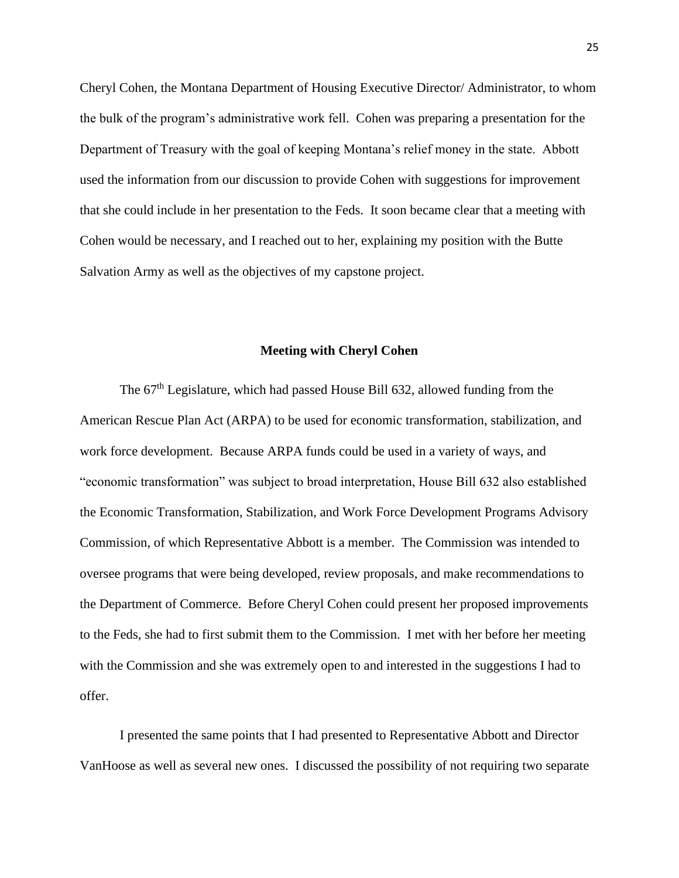Cheryl Cohen, the Montana Department of Housing Executive Director/ Administrator, to whom the bulk of the program's administrative work fell. Cohen was preparing a presentation for the Department of Treasury with the goal of keeping Montana's relief money in the state. Abbott used the information from our discussion to provide Cohen with suggestions for improvement that she could include in her presentation to the Feds. It soon became clear that a meeting with Cohen would be necessary, and I reached out to her, explaining my position with the Butte Salvation Army as well as the objectives of my capstone project.

**Meeting with Cheryl Cohen**

The 67th Legislature, which had passed House Bill 632, allowed funding from the American Rescue Plan Act (ARPA) to be used for economic transformation, stabilization, and work force development. Because ARPA funds could be used in a variety of ways, and "economic transformation" was subject to broad interpretation, House Bill 632 also established the Economic Transformation, Stabilization, and Work Force Development Programs Advisory Commission, of which Representative Abbott is a member. The Commission was intended to oversee programs that were being developed, review proposals, and make recommendations to the Department of Commerce. Before Cheryl Cohen could present her proposed improvements to the Feds, she had to first submit them to the Commission. I met with her before her meeting with the Commission and she was extremely open to and interested in the suggestions I had to offer.

I presented the same points that I had presented to Representative Abbott and Director VanHoose as well as several new ones. I discussed the possibility of not requiring two separate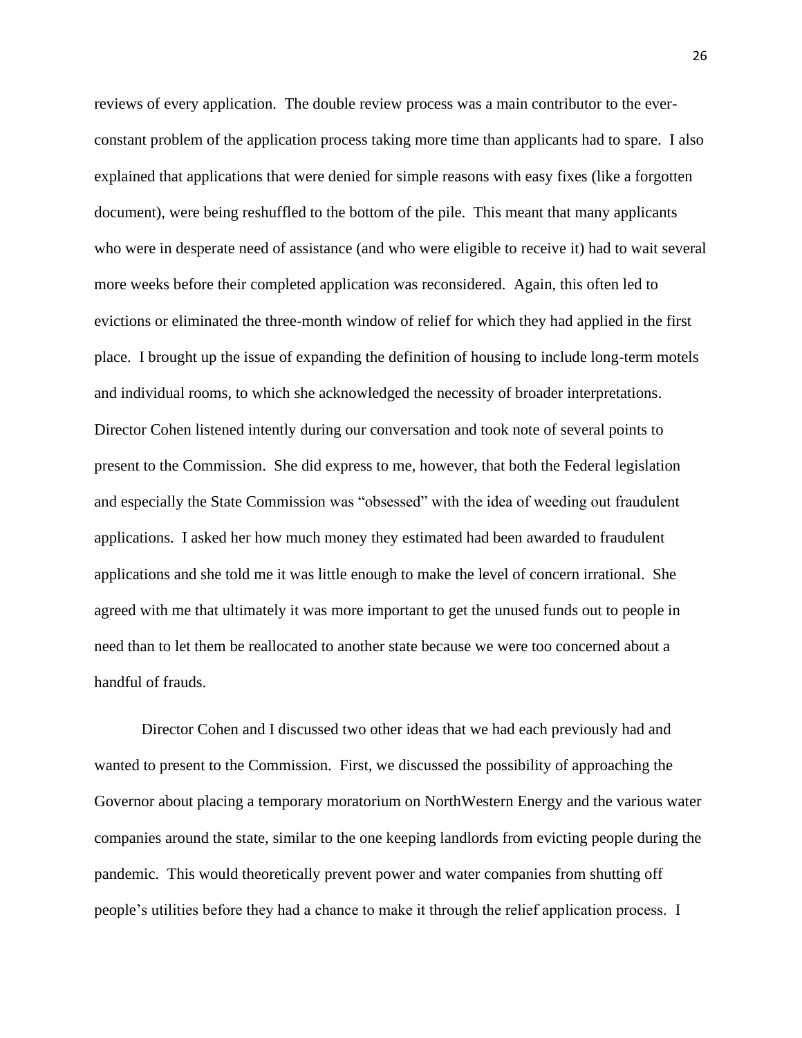reviews of every application. The double review process was a main contributor to the ever-constant problem of the application process taking more time than applicants had to spare. I also explained that applications that were denied for simple reasons with easy fixes (like a forgotten document), were being reshuffled to the bottom of the pile. This meant that many applicants who were in desperate need of assistance (and who were eligible to receive it) had to wait several more weeks before their completed application was reconsidered. Again, this often led to evictions or eliminated the three-month window of relief for which they had applied in the first place. I brought up the issue of expanding the definition of housing to include long-term motels and individual rooms, to which she acknowledged the necessity of broader interpretations. Director Cohen listened intently during our conversation and took note of several points to present to the Commission. She did express to me, however, that both the Federal legislation and especially the State Commission was "obsessed" with the idea of weeding out fraudulent applications. I asked her how much money they estimated had been awarded to fraudulent applications and she told me it was little enough to make the level of concern irrational. She agreed with me that ultimately it was more important to get the unused funds out to people in need than to let them be reallocated to another state because we were too concerned about a handful of frauds.

Director Cohen and I discussed two other ideas that we had each previously had and wanted to present to the Commission. First, we discussed the possibility of approaching the Governor about placing a temporary moratorium on NorthWestern Energy and the various water companies around the state, similar to the one keeping landlords from evicting people during the pandemic. This would theoretically prevent power and water companies from shutting off people's utilities before they had a chance to make it through the relief application process. I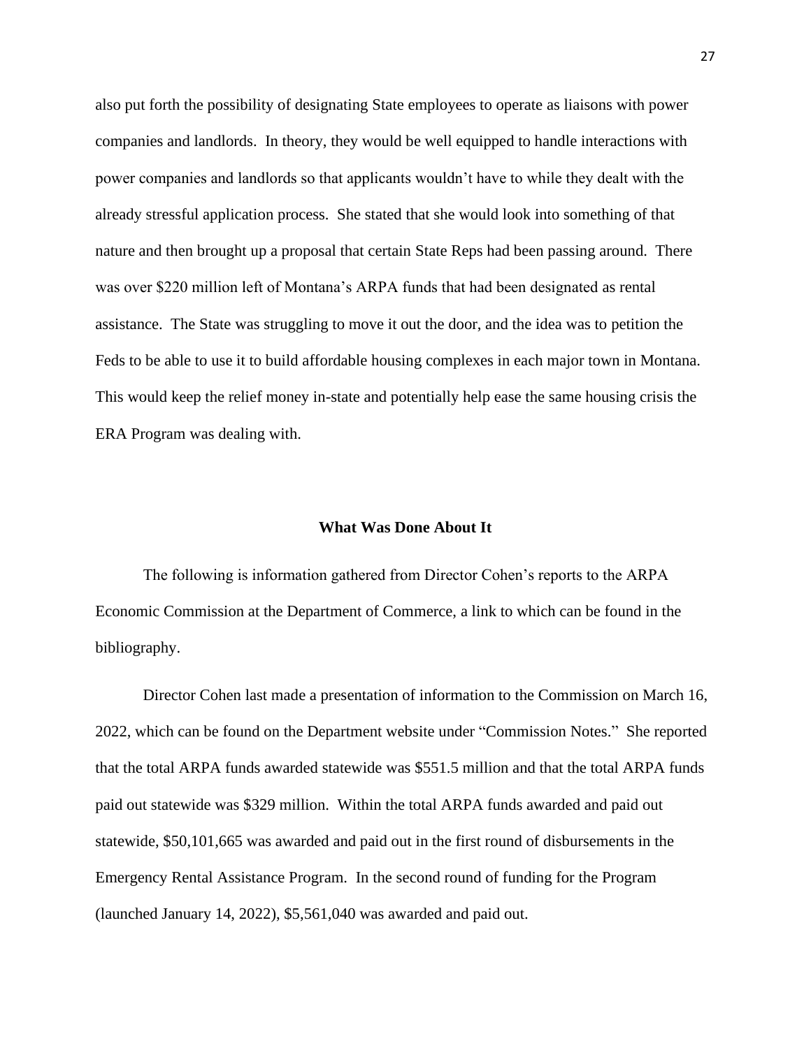also put forth the possibility of designating State employees to operate as liaisons with power companies and landlords. In theory, they would be well equipped to handle interactions with power companies and landlords so that applicants wouldn't have to while they dealt with the already stressful application process. She stated that she would look into something of that nature and then brought up a proposal that certain State Reps had been passing around. There was over $220 million left of Montana's ARPA funds that had been designated as rental assistance. The State was struggling to move it out the door, and the idea was to petition the Feds to be able to use it to build affordable housing complexes in each major town in Montana. This would keep the relief money in-state and potentially help ease the same housing crisis the ERA Program was dealing with.

## What Was Done About It

The following is information gathered from Director Cohen's reports to the ARPA Economic Commission at the Department of Commerce, a link to which can be found in the bibliography.

Director Cohen last made a presentation of information to the Commission on March 16, 2022, which can be found on the Department website under "Commission Notes." She reported that the total ARPA funds awarded statewide was $551.5 million and that the total ARPA funds paid out statewide was $329 million. Within the total ARPA funds awarded and paid out statewide, $50,101,665 was awarded and paid out in the first round of disbursements in the Emergency Rental Assistance Program. In the second round of funding for the Program (launched January 14, 2022), $5,561,040 was awarded and paid out.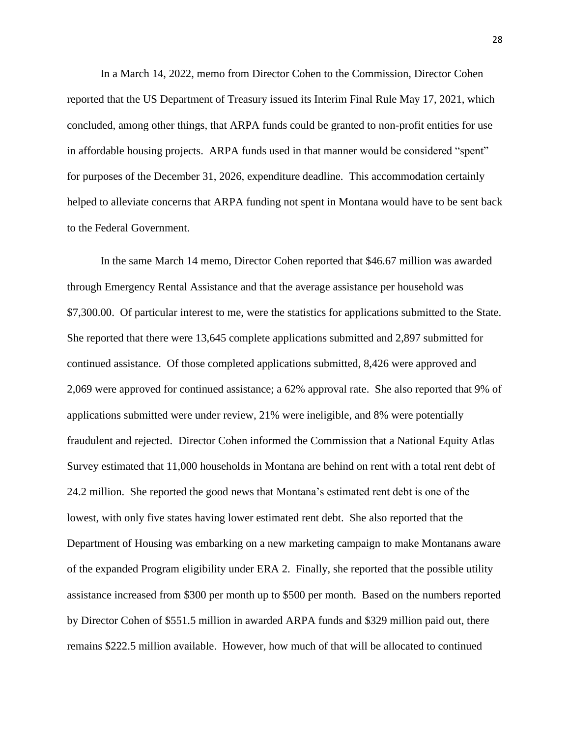In a March 14, 2022, memo from Director Cohen to the Commission, Director Cohen reported that the US Department of Treasury issued its Interim Final Rule May 17, 2021, which concluded, among other things, that ARPA funds could be granted to non-profit entities for use in affordable housing projects. ARPA funds used in that manner would be considered "spent" for purposes of the December 31, 2026, expenditure deadline. This accommodation certainly helped to alleviate concerns that ARPA funding not spent in Montana would have to be sent back to the Federal Government.

In the same March 14 memo, Director Cohen reported that $46.67 million was awarded through Emergency Rental Assistance and that the average assistance per household was $7,300.00. Of particular interest to me, were the statistics for applications submitted to the State. She reported that there were 13,645 complete applications submitted and 2,897 submitted for continued assistance. Of those completed applications submitted, 8,426 were approved and 2,069 were approved for continued assistance; a 62% approval rate. She also reported that 9% of applications submitted were under review, 21% were ineligible, and 8% were potentially fraudulent and rejected. Director Cohen informed the Commission that a National Equity Atlas Survey estimated that 11,000 households in Montana are behind on rent with a total rent debt of 24.2 million. She reported the good news that Montana's estimated rent debt is one of the lowest, with only five states having lower estimated rent debt. She also reported that the Department of Housing was embarking on a new marketing campaign to make Montanans aware of the expanded Program eligibility under ERA 2. Finally, she reported that the possible utility assistance increased from $300 per month up to $500 per month. Based on the numbers reported by Director Cohen of $551.5 million in awarded ARPA funds and $329 million paid out, there remains $222.5 million available. However, how much of that will be allocated to continued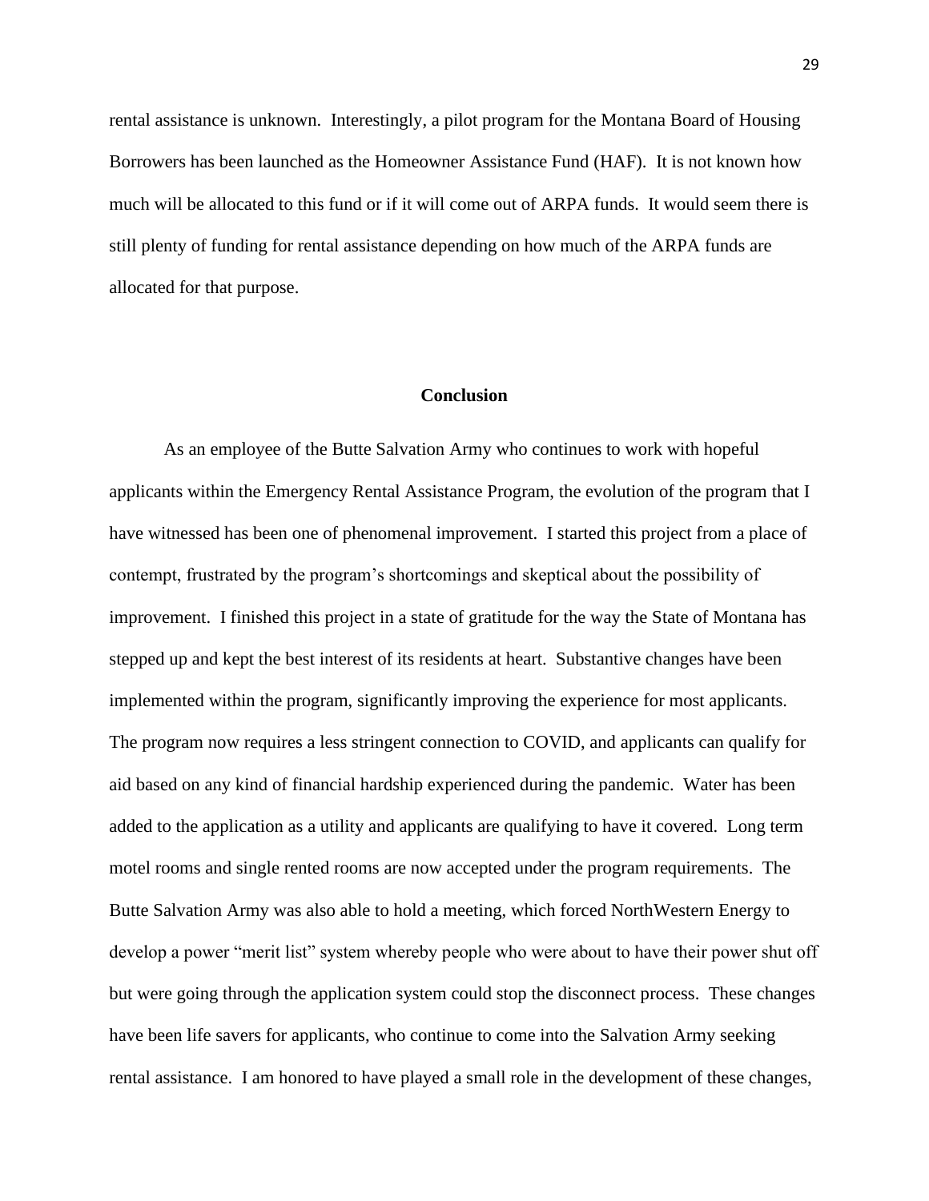rental assistance is unknown. Interestingly, a pilot program for the Montana Board of Housing Borrowers has been launched as the Homeowner Assistance Fund (HAF). It is not known how much will be allocated to this fund or if it will come out of ARPA funds. It would seem there is still plenty of funding for rental assistance depending on how much of the ARPA funds are allocated for that purpose.

## Conclusion

As an employee of the Butte Salvation Army who continues to work with hopeful applicants within the Emergency Rental Assistance Program, the evolution of the program that I have witnessed has been one of phenomenal improvement. I started this project from a place of contempt, frustrated by the program's shortcomings and skeptical about the possibility of improvement. I finished this project in a state of gratitude for the way the State of Montana has stepped up and kept the best interest of its residents at heart. Substantive changes have been implemented within the program, significantly improving the experience for most applicants. The program now requires a less stringent connection to COVID, and applicants can qualify for aid based on any kind of financial hardship experienced during the pandemic. Water has been added to the application as a utility and applicants are qualifying to have it covered. Long term motel rooms and single rented rooms are now accepted under the program requirements. The Butte Salvation Army was also able to hold a meeting, which forced NorthWestern Energy to develop a power "merit list" system whereby people who were about to have their power shut off but were going through the application system could stop the disconnect process. These changes have been life savers for applicants, who continue to come into the Salvation Army seeking rental assistance. I am honored to have played a small role in the development of these changes,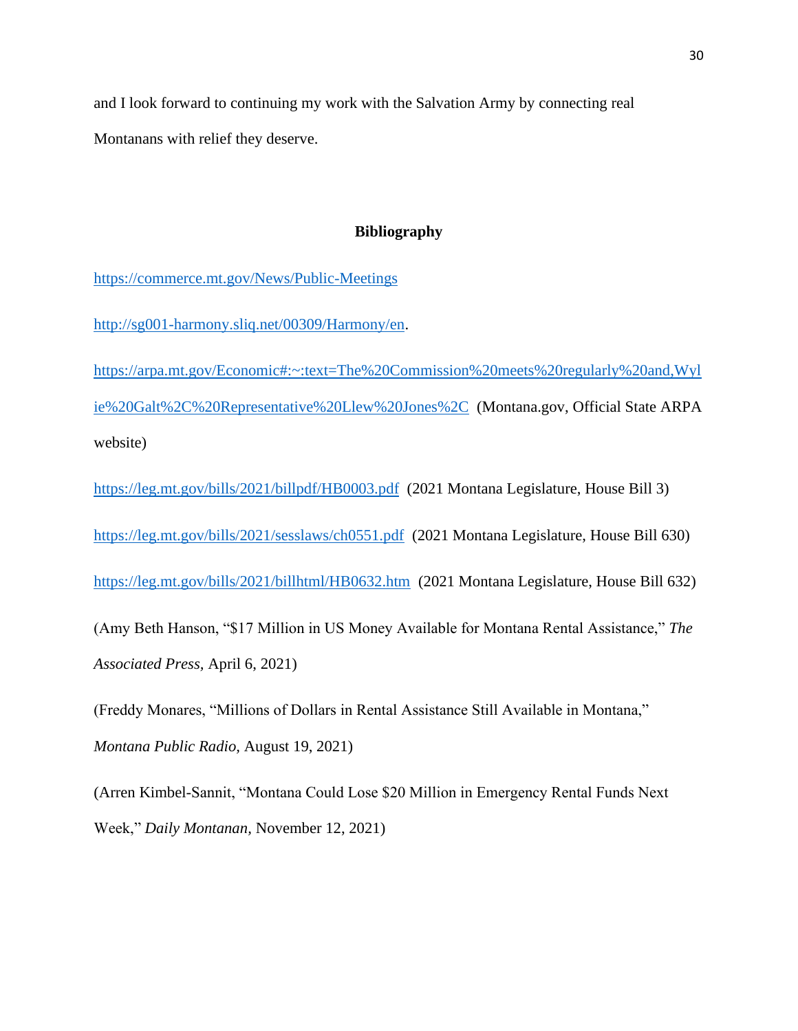and I look forward to continuing my work with the Salvation Army by connecting real Montanans with relief they deserve.

## Bibliography

https://commerce.mt.gov/News/Public-Meetings

http://sg001-harmony.sliq.net/00309/Harmony/en.

https://arpa.mt.gov/Economic#:~:text=The%20Commission%20meets%20regularly%20and,Wylie%20Galt%2C%20Representative%20Llew%20Jones%2C (Montana.gov, Official State ARPA website)

https://leg.mt.gov/bills/2021/billpdf/HB0003.pdf (2021 Montana Legislature, House Bill 3)

https://leg.mt.gov/bills/2021/sesslaws/ch0551.pdf (2021 Montana Legislature, House Bill 630)

https://leg.mt.gov/bills/2021/billhtml/HB0632.htm (2021 Montana Legislature, House Bill 632)

(Amy Beth Hanson, "$17 Million in US Money Available for Montana Rental Assistance," *The Associated Press*, April 6, 2021)

(Freddy Monares, "Millions of Dollars in Rental Assistance Still Available in Montana," *Montana Public Radio*, August 19, 2021)

(Arren Kimbel-Sannit, "Montana Could Lose $20 Million in Emergency Rental Funds Next Week," *Daily Montanan*, November 12, 2021)